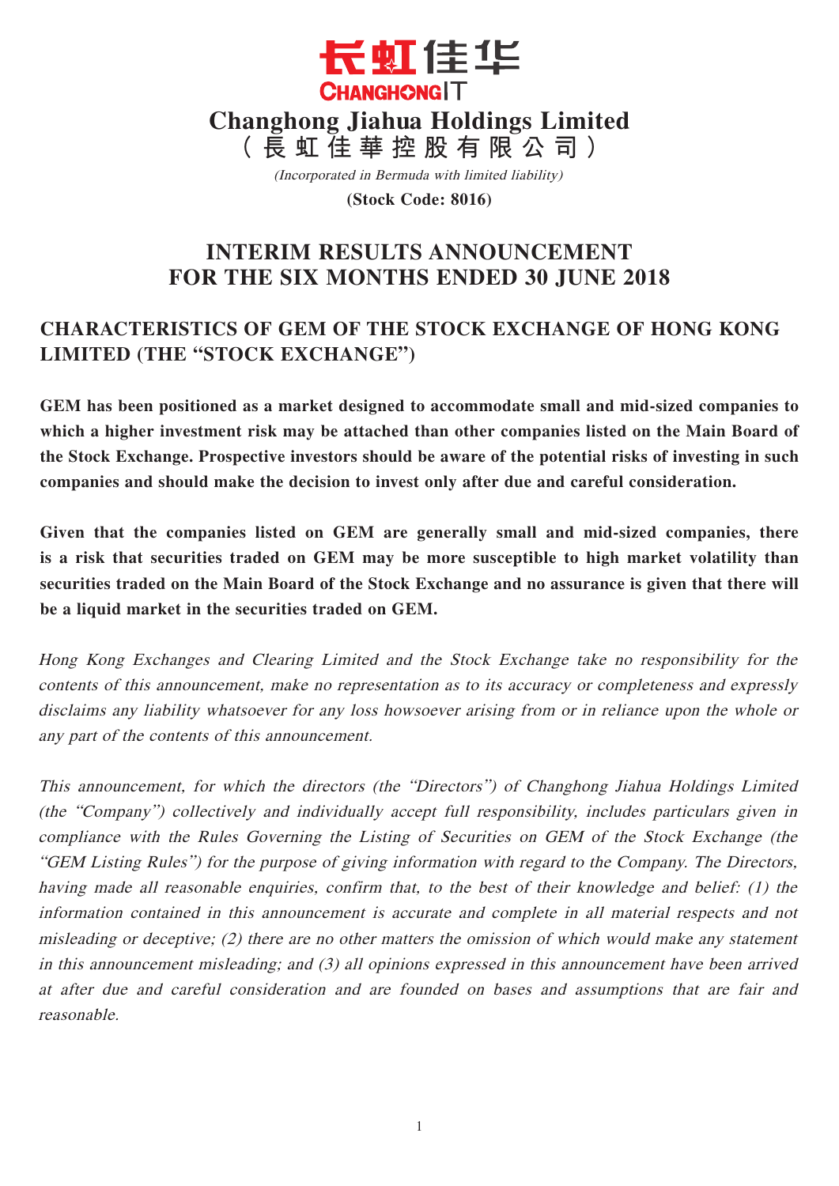长虹佳华
CHANGHONGIT

# Changhong Jiahua Holdings Limited
# （長虹佳華控股有限公司）

*(Incorporated in Bermuda with limited liability)*

**(Stock Code: 8016)**

# INTERIM RESULTS ANNOUNCEMENT FOR THE SIX MONTHS ENDED 30 JUNE 2018

## CHARACTERISTICS OF GEM OF THE STOCK EXCHANGE OF HONG KONG LIMITED (THE "STOCK EXCHANGE")

**GEM has been positioned as a market designed to accommodate small and mid-sized companies to which a higher investment risk may be attached than other companies listed on the Main Board of the Stock Exchange. Prospective investors should be aware of the potential risks of investing in such companies and should make the decision to invest only after due and careful consideration.**

**Given that the companies listed on GEM are generally small and mid-sized companies, there is a risk that securities traded on GEM may be more susceptible to high market volatility than securities traded on the Main Board of the Stock Exchange and no assurance is given that there will be a liquid market in the securities traded on GEM.**

*Hong Kong Exchanges and Clearing Limited and the Stock Exchange take no responsibility for the contents of this announcement, make no representation as to its accuracy or completeness and expressly disclaims any liability whatsoever for any loss howsoever arising from or in reliance upon the whole or any part of the contents of this announcement.*

*This announcement, for which the directors (the "Directors") of Changhong Jiahua Holdings Limited (the "Company") collectively and individually accept full responsibility, includes particulars given in compliance with the Rules Governing the Listing of Securities on GEM of the Stock Exchange (the "GEM Listing Rules") for the purpose of giving information with regard to the Company. The Directors, having made all reasonable enquiries, confirm that, to the best of their knowledge and belief: (1) the information contained in this announcement is accurate and complete in all material respects and not misleading or deceptive; (2) there are no other matters the omission of which would make any statement in this announcement misleading; and (3) all opinions expressed in this announcement have been arrived at after due and careful consideration and are founded on bases and assumptions that are fair and reasonable.*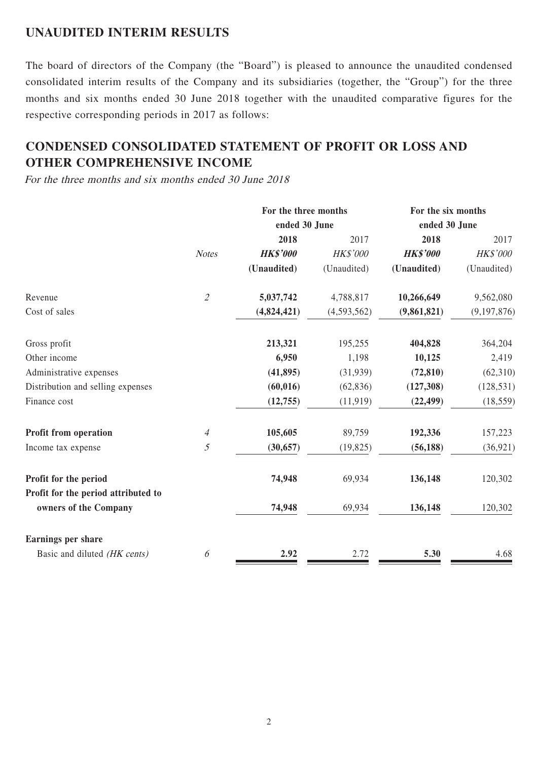## UNAUDITED INTERIM RESULTS

The board of directors of the Company (the "Board") is pleased to announce the unaudited condensed consolidated interim results of the Company and its subsidiaries (together, the "Group") for the three months and six months ended 30 June 2018 together with the unaudited comparative figures for the respective corresponding periods in 2017 as follows:

## CONDENSED CONSOLIDATED STATEMENT OF PROFIT OR LOSS AND OTHER COMPREHENSIVE INCOME

*For the three months and six months ended 30 June 2018*

| | | For the three months ended 30 June | | For the six months ended 30 June | |
|---|---|---|---|---|---|
| | | **2018** | 2017 | **2018** | 2017 |
| | *Notes* | ***HK$'000*** | *HK$'000* | ***HK$'000*** | *HK$'000* |
| | | **(Unaudited)** | (Unaudited) | **(Unaudited)** | (Unaudited) |
| Revenue | *2* | **5,037,742** | 4,788,817 | **10,266,649** | 9,562,080 |
| Cost of sales | | **(4,824,421)** | (4,593,562) | **(9,861,821)** | (9,197,876) |
| Gross profit | | **213,321** | 195,255 | **404,828** | 364,204 |
| Other income | | **6,950** | 1,198 | **10,125** | 2,419 |
| Administrative expenses | | **(41,895)** | (31,939) | **(72,810)** | (62,310) |
| Distribution and selling expenses | | **(60,016)** | (62,836) | **(127,308)** | (128,531) |
| Finance cost | | **(12,755)** | (11,919) | **(22,499)** | (18,559) |
| **Profit from operation** | *4* | **105,605** | 89,759 | **192,336** | 157,223 |
| Income tax expense | *5* | **(30,657)** | (19,825) | **(56,188)** | (36,921) |
| **Profit for the period** | | **74,948** | 69,934 | **136,148** | 120,302 |
| **Profit for the period attributed to owners of the Company** | | **74,948** | 69,934 | **136,148** | 120,302 |
| **Earnings per share** | | | | | |
| Basic and diluted *(HK cents)* | *6* | **2.92** | 2.72 | **5.30** | 4.68 |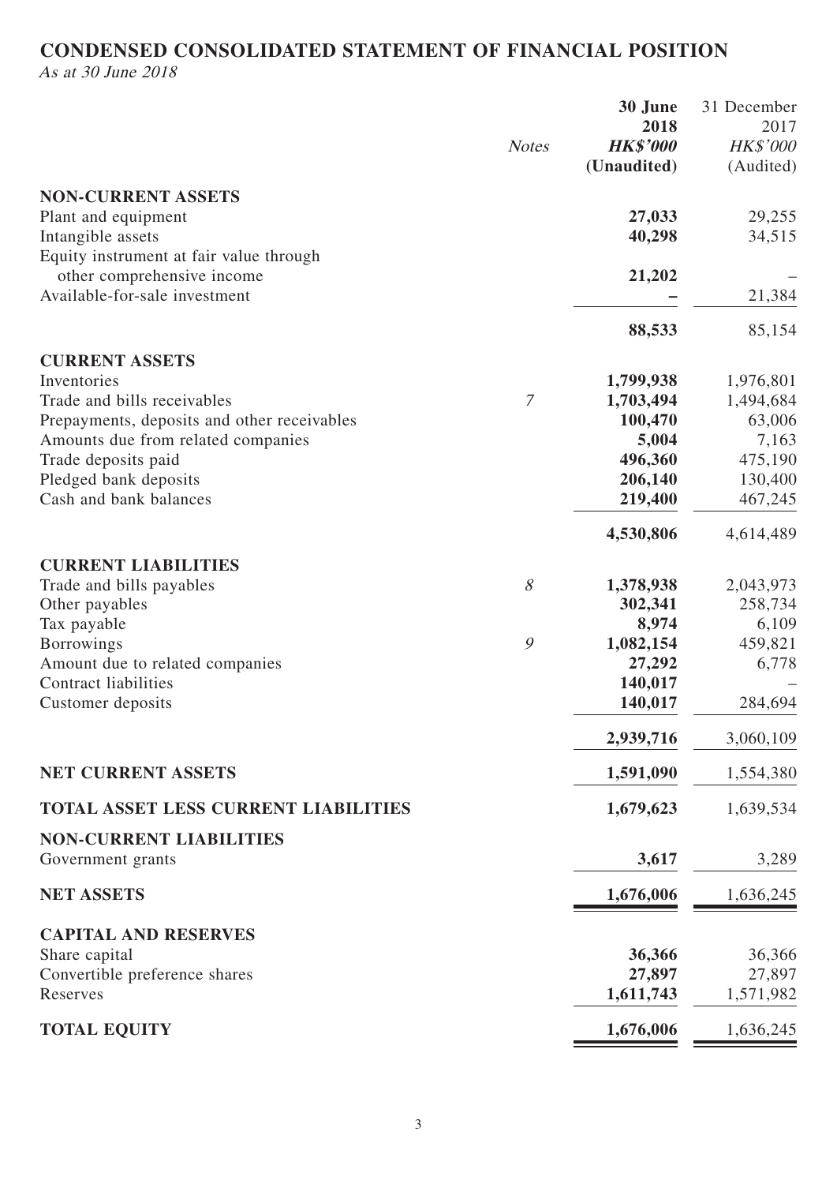# CONDENSED CONSOLIDATED STATEMENT OF FINANCIAL POSITION

*As at 30 June 2018*

| | *Notes* | **30 June 2018** **HK$'000** **(Unaudited)** | 31 December 2017 HK$'000 (Audited) |
|---|---|---|---|
| **NON-CURRENT ASSETS** | | | |
| Plant and equipment | | **27,033** | 29,255 |
| Intangible assets | | **40,298** | 34,515 |
| Equity instrument at fair value through other comprehensive income | | **21,202** | – |
| Available-for-sale investment | | **–** | 21,384 |
| | | **88,533** | 85,154 |
| **CURRENT ASSETS** | | | |
| Inventories | | **1,799,938** | 1,976,801 |
| Trade and bills receivables | 7 | **1,703,494** | 1,494,684 |
| Prepayments, deposits and other receivables | | **100,470** | 63,006 |
| Amounts due from related companies | | **5,004** | 7,163 |
| Trade deposits paid | | **496,360** | 475,190 |
| Pledged bank deposits | | **206,140** | 130,400 |
| Cash and bank balances | | **219,400** | 467,245 |
| | | **4,530,806** | 4,614,489 |
| **CURRENT LIABILITIES** | | | |
| Trade and bills payables | 8 | **1,378,938** | 2,043,973 |
| Other payables | | **302,341** | 258,734 |
| Tax payable | | **8,974** | 6,109 |
| Borrowings | 9 | **1,082,154** | 459,821 |
| Amount due to related companies | | **27,292** | 6,778 |
| Contract liabilities | | **140,017** | – |
| Customer deposits | | **140,017** | 284,694 |
| | | **2,939,716** | 3,060,109 |
| **NET CURRENT ASSETS** | | **1,591,090** | 1,554,380 |
| **TOTAL ASSET LESS CURRENT LIABILITIES** | | **1,679,623** | 1,639,534 |
| **NON-CURRENT LIABILITIES** | | | |
| Government grants | | **3,617** | 3,289 |
| **NET ASSETS** | | **1,676,006** | 1,636,245 |
| **CAPITAL AND RESERVES** | | | |
| Share capital | | **36,366** | 36,366 |
| Convertible preference shares | | **27,897** | 27,897 |
| Reserves | | **1,611,743** | 1,571,982 |
| **TOTAL EQUITY** | | **1,676,006** | 1,636,245 |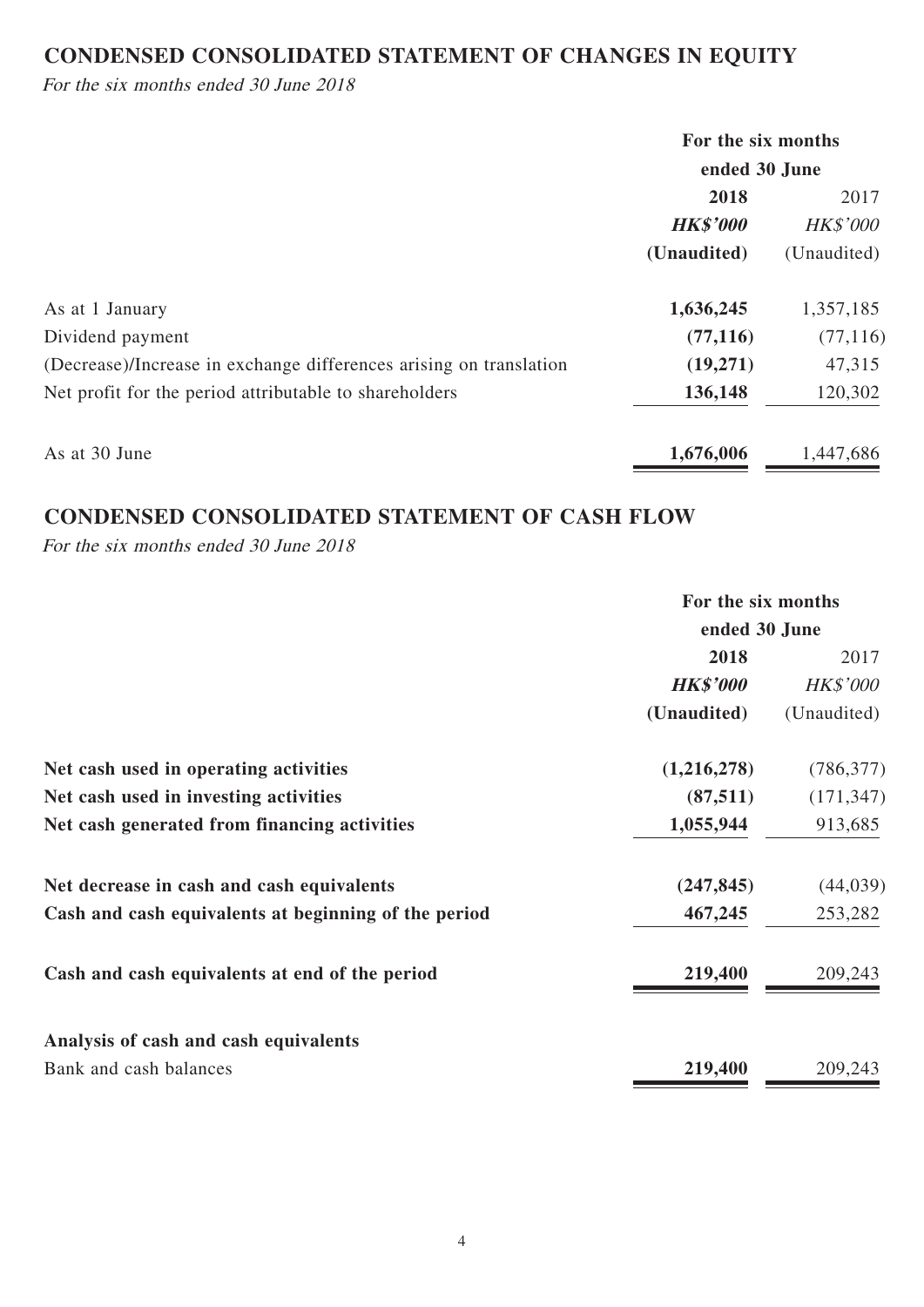## CONDENSED CONSOLIDATED STATEMENT OF CHANGES IN EQUITY

*For the six months ended 30 June 2018*

| | For the six months ended 30 June | |
|---|---|---|
| | **2018** | 2017 |
| | ***HK$'000*** | *HK$'000* |
| | **(Unaudited)** | (Unaudited) |
| As at 1 January | **1,636,245** | 1,357,185 |
| Dividend payment | **(77,116)** | (77,116) |
| (Decrease)/Increase in exchange differences arising on translation | **(19,271)** | 47,315 |
| Net profit for the period attributable to shareholders | **136,148** | 120,302 |
| As at 30 June | **1,676,006** | 1,447,686 |

## CONDENSED CONSOLIDATED STATEMENT OF CASH FLOW

*For the six months ended 30 June 2018*

| | For the six months ended 30 June | |
|---|---|---|
| | **2018** | 2017 |
| | ***HK$'000*** | *HK$'000* |
| | **(Unaudited)** | (Unaudited) |
| **Net cash used in operating activities** | **(1,216,278)** | (786,377) |
| **Net cash used in investing activities** | **(87,511)** | (171,347) |
| **Net cash generated from financing activities** | **1,055,944** | 913,685 |
| **Net decrease in cash and cash equivalents** | **(247,845)** | (44,039) |
| **Cash and cash equivalents at beginning of the period** | **467,245** | 253,282 |
| **Cash and cash equivalents at end of the period** | **219,400** | 209,243 |
| **Analysis of cash and cash equivalents** | | |
| Bank and cash balances | **219,400** | 209,243 |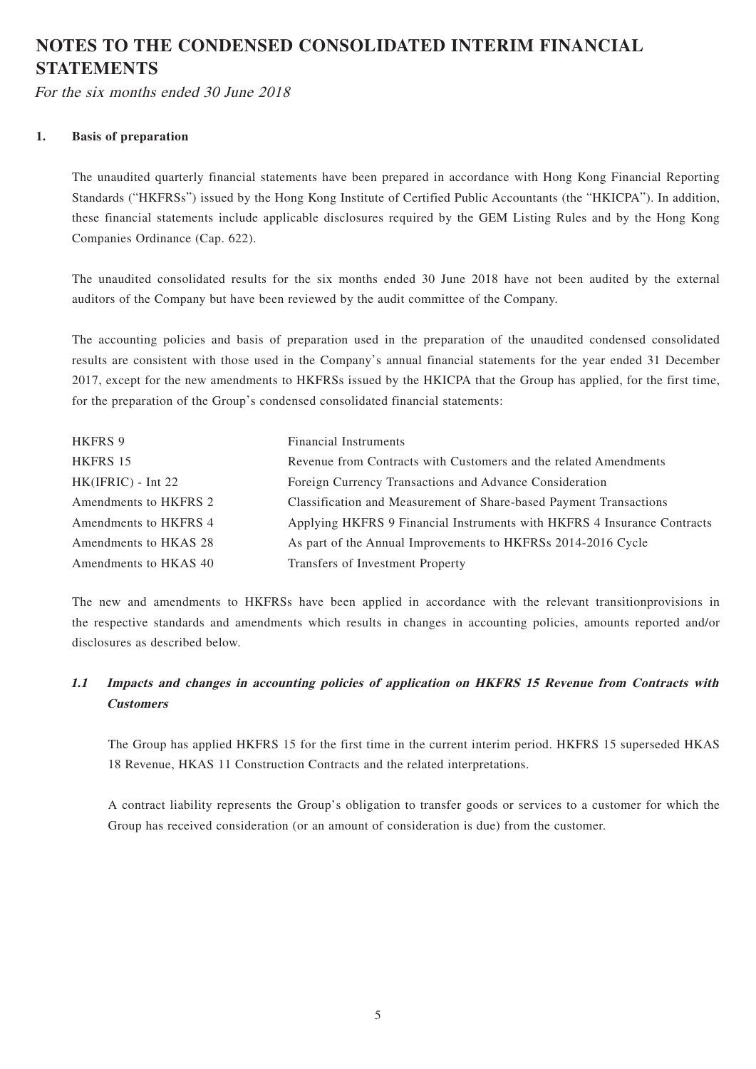# NOTES TO THE CONDENSED CONSOLIDATED INTERIM FINANCIAL STATEMENTS

*For the six months ended 30 June 2018*

## 1. Basis of preparation

The unaudited quarterly financial statements have been prepared in accordance with Hong Kong Financial Reporting Standards ("HKFRSs") issued by the Hong Kong Institute of Certified Public Accountants (the "HKICPA"). In addition, these financial statements include applicable disclosures required by the GEM Listing Rules and by the Hong Kong Companies Ordinance (Cap. 622).

The unaudited consolidated results for the six months ended 30 June 2018 have not been audited by the external auditors of the Company but have been reviewed by the audit committee of the Company.

The accounting policies and basis of preparation used in the preparation of the unaudited condensed consolidated results are consistent with those used in the Company's annual financial statements for the year ended 31 December 2017, except for the new amendments to HKFRSs issued by the HKICPA that the Group has applied, for the first time, for the preparation of the Group's condensed consolidated financial statements:

| | |
|---|---|
| HKFRS 9 | Financial Instruments |
| HKFRS 15 | Revenue from Contracts with Customers and the related Amendments |
| HK(IFRIC) - Int 22 | Foreign Currency Transactions and Advance Consideration |
| Amendments to HKFRS 2 | Classification and Measurement of Share-based Payment Transactions |
| Amendments to HKFRS 4 | Applying HKFRS 9 Financial Instruments with HKFRS 4 Insurance Contracts |
| Amendments to HKAS 28 | As part of the Annual Improvements to HKFRSs 2014-2016 Cycle |
| Amendments to HKAS 40 | Transfers of Investment Property |

The new and amendments to HKFRSs have been applied in accordance with the relevant transitionprovisions in the respective standards and amendments which results in changes in accounting policies, amounts reported and/or disclosures as described below.

### *1.1 Impacts and changes in accounting policies of application on HKFRS 15 Revenue from Contracts with Customers*

The Group has applied HKFRS 15 for the first time in the current interim period. HKFRS 15 superseded HKAS 18 Revenue, HKAS 11 Construction Contracts and the related interpretations.

A contract liability represents the Group's obligation to transfer goods or services to a customer for which the Group has received consideration (or an amount of consideration is due) from the customer.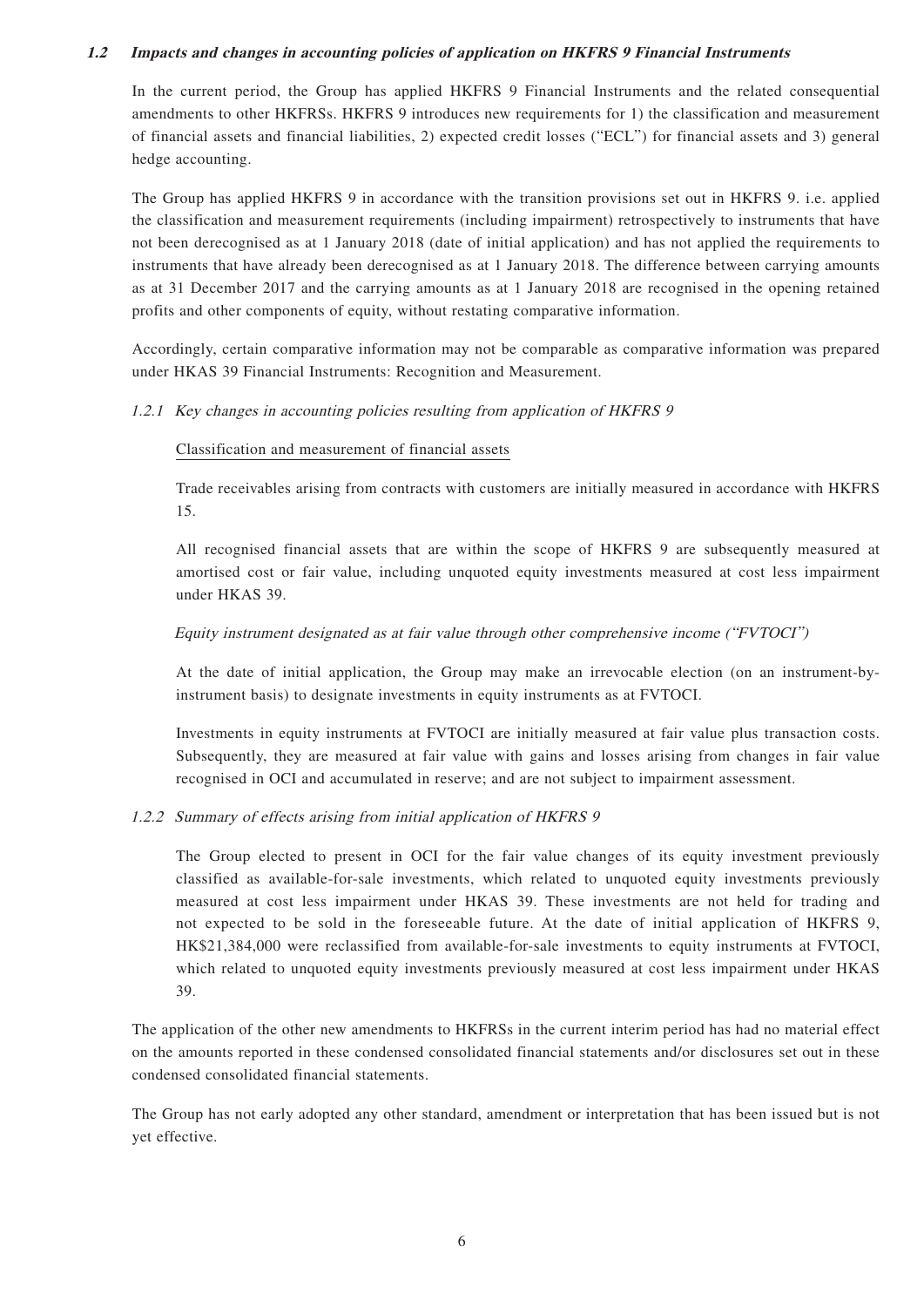### *1.2 Impacts and changes in accounting policies of application on HKFRS 9 Financial Instruments*

In the current period, the Group has applied HKFRS 9 Financial Instruments and the related consequential amendments to other HKFRSs. HKFRS 9 introduces new requirements for 1) the classification and measurement of financial assets and financial liabilities, 2) expected credit losses ("ECL") for financial assets and 3) general hedge accounting.

The Group has applied HKFRS 9 in accordance with the transition provisions set out in HKFRS 9. i.e. applied the classification and measurement requirements (including impairment) retrospectively to instruments that have not been derecognised as at 1 January 2018 (date of initial application) and has not applied the requirements to instruments that have already been derecognised as at 1 January 2018. The difference between carrying amounts as at 31 December 2017 and the carrying amounts as at 1 January 2018 are recognised in the opening retained profits and other components of equity, without restating comparative information.

Accordingly, certain comparative information may not be comparable as comparative information was prepared under HKAS 39 Financial Instruments: Recognition and Measurement.

#### *1.2.1 Key changes in accounting policies resulting from application of HKFRS 9*

Classification and measurement of financial assets

Trade receivables arising from contracts with customers are initially measured in accordance with HKFRS 15.

All recognised financial assets that are within the scope of HKFRS 9 are subsequently measured at amortised cost or fair value, including unquoted equity investments measured at cost less impairment under HKAS 39.

*Equity instrument designated as at fair value through other comprehensive income ("FVTOCI")*

At the date of initial application, the Group may make an irrevocable election (on an instrument-by-instrument basis) to designate investments in equity instruments as at FVTOCI.

Investments in equity instruments at FVTOCI are initially measured at fair value plus transaction costs. Subsequently, they are measured at fair value with gains and losses arising from changes in fair value recognised in OCI and accumulated in reserve; and are not subject to impairment assessment.

#### *1.2.2 Summary of effects arising from initial application of HKFRS 9*

The Group elected to present in OCI for the fair value changes of its equity investment previously classified as available-for-sale investments, which related to unquoted equity investments previously measured at cost less impairment under HKAS 39. These investments are not held for trading and not expected to be sold in the foreseeable future. At the date of initial application of HKFRS 9, HK$21,384,000 were reclassified from available-for-sale investments to equity instruments at FVTOCI, which related to unquoted equity investments previously measured at cost less impairment under HKAS 39.

The application of the other new amendments to HKFRSs in the current interim period has had no material effect on the amounts reported in these condensed consolidated financial statements and/or disclosures set out in these condensed consolidated financial statements.

The Group has not early adopted any other standard, amendment or interpretation that has been issued but is not yet effective.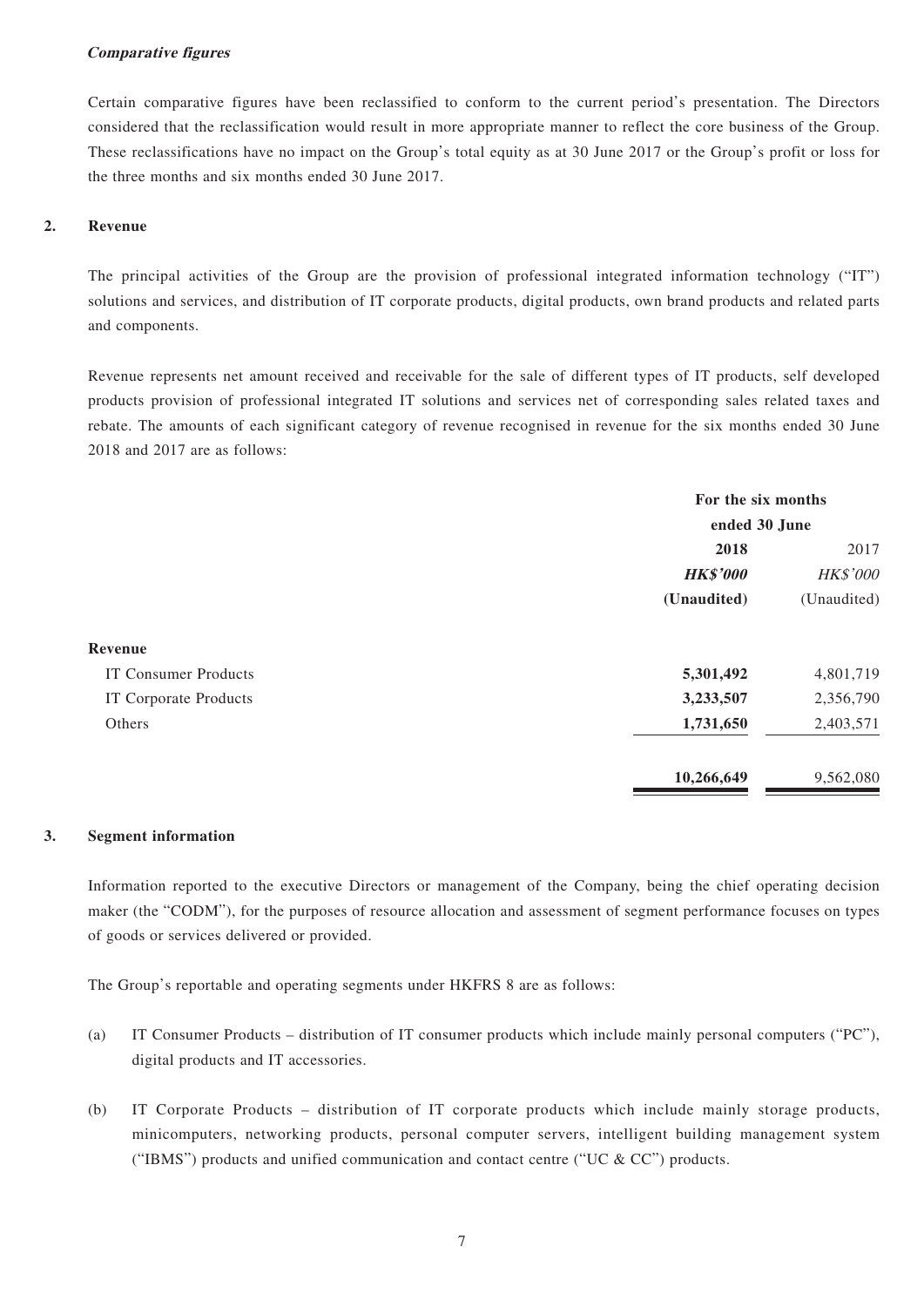***Comparative figures***

Certain comparative figures have been reclassified to conform to the current period's presentation. The Directors considered that the reclassification would result in more appropriate manner to reflect the core business of the Group. These reclassifications have no impact on the Group's total equity as at 30 June 2017 or the Group's profit or loss for the three months and six months ended 30 June 2017.

## 2. Revenue

The principal activities of the Group are the provision of professional integrated information technology ("IT") solutions and services, and distribution of IT corporate products, digital products, own brand products and related parts and components.

Revenue represents net amount received and receivable for the sale of different types of IT products, self developed products provision of professional integrated IT solutions and services net of corresponding sales related taxes and rebate. The amounts of each significant category of revenue recognised in revenue for the six months ended 30 June 2018 and 2017 are as follows:

| | For the six months ended 30 June | |
|---|---|---|
| | **2018** | 2017 |
| | ***HK$'000*** | *HK$'000* |
| | **(Unaudited)** | (Unaudited) |
| **Revenue** | | |
| IT Consumer Products | **5,301,492** | 4,801,719 |
| IT Corporate Products | **3,233,507** | 2,356,790 |
| Others | **1,731,650** | 2,403,571 |
| | **10,266,649** | 9,562,080 |

## 3. Segment information

Information reported to the executive Directors or management of the Company, being the chief operating decision maker (the "CODM"), for the purposes of resource allocation and assessment of segment performance focuses on types of goods or services delivered or provided.

The Group's reportable and operating segments under HKFRS 8 are as follows:

(a) IT Consumer Products – distribution of IT consumer products which include mainly personal computers ("PC"), digital products and IT accessories.

(b) IT Corporate Products – distribution of IT corporate products which include mainly storage products, minicomputers, networking products, personal computer servers, intelligent building management system ("IBMS") products and unified communication and contact centre ("UC & CC") products.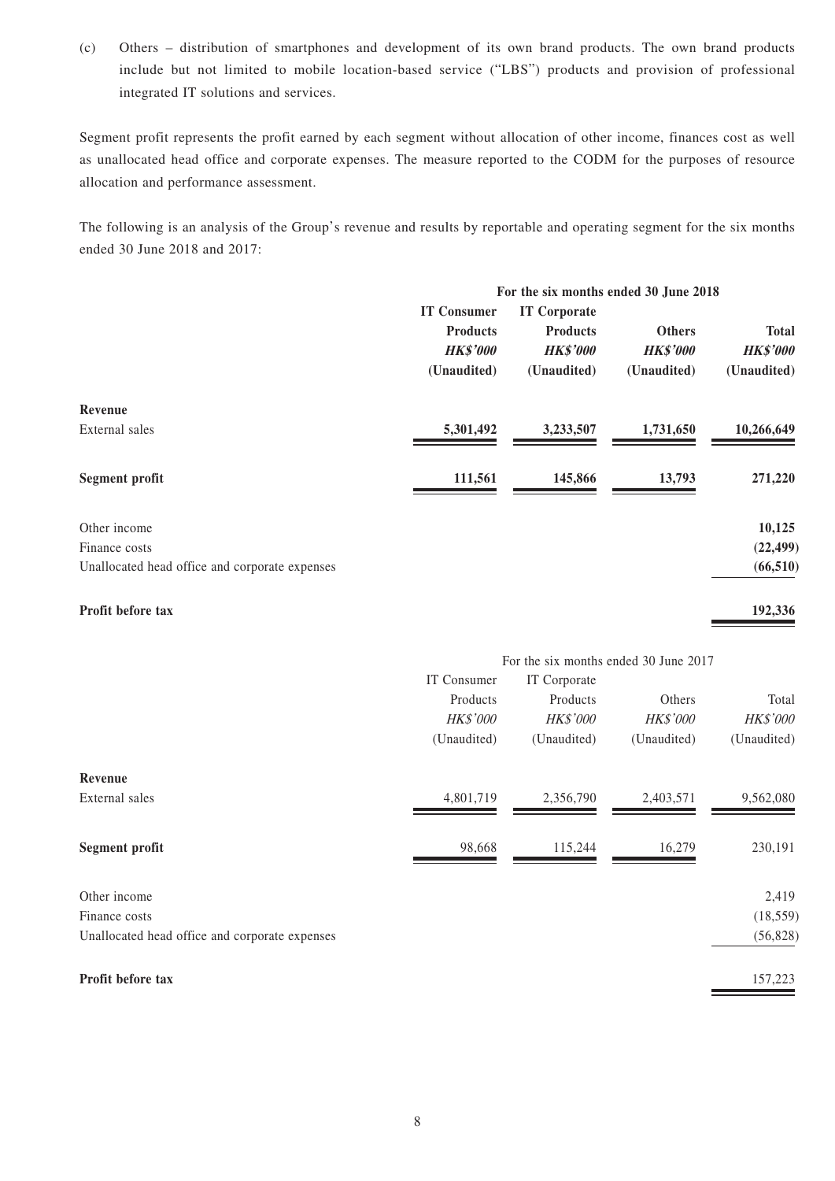(c) Others – distribution of smartphones and development of its own brand products. The own brand products include but not limited to mobile location-based service ("LBS") products and provision of professional integrated IT solutions and services.

Segment profit represents the profit earned by each segment without allocation of other income, finances cost as well as unallocated head office and corporate expenses. The measure reported to the CODM for the purposes of resource allocation and performance assessment.

The following is an analysis of the Group's revenue and results by reportable and operating segment for the six months ended 30 June 2018 and 2017:

| | **For the six months ended 30 June 2018** | | | |
|---|---|---|---|---|
| | **IT Consumer Products** | **IT Corporate Products** | **Others** | **Total** |
| | ***HK$'000*** | ***HK$'000*** | ***HK$'000*** | ***HK$'000*** |
| | **(Unaudited)** | **(Unaudited)** | **(Unaudited)** | **(Unaudited)** |
| **Revenue** | | | | |
| External sales | **5,301,492** | **3,233,507** | **1,731,650** | **10,266,649** |
| **Segment profit** | **111,561** | **145,866** | **13,793** | **271,220** |
| Other income | | | | **10,125** |
| Finance costs | | | | **(22,499)** |
| Unallocated head office and corporate expenses | | | | **(66,510)** |
| **Profit before tax** | | | | **192,336** |

| | For the six months ended 30 June 2017 | | | |
|---|---|---|---|---|
| | IT Consumer Products | IT Corporate Products | Others | Total |
| | *HK$'000* | *HK$'000* | *HK$'000* | *HK$'000* |
| | (Unaudited) | (Unaudited) | (Unaudited) | (Unaudited) |
| **Revenue** | | | | |
| External sales | 4,801,719 | 2,356,790 | 2,403,571 | 9,562,080 |
| **Segment profit** | 98,668 | 115,244 | 16,279 | 230,191 |
| Other income | | | | 2,419 |
| Finance costs | | | | (18,559) |
| Unallocated head office and corporate expenses | | | | (56,828) |
| **Profit before tax** | | | | 157,223 |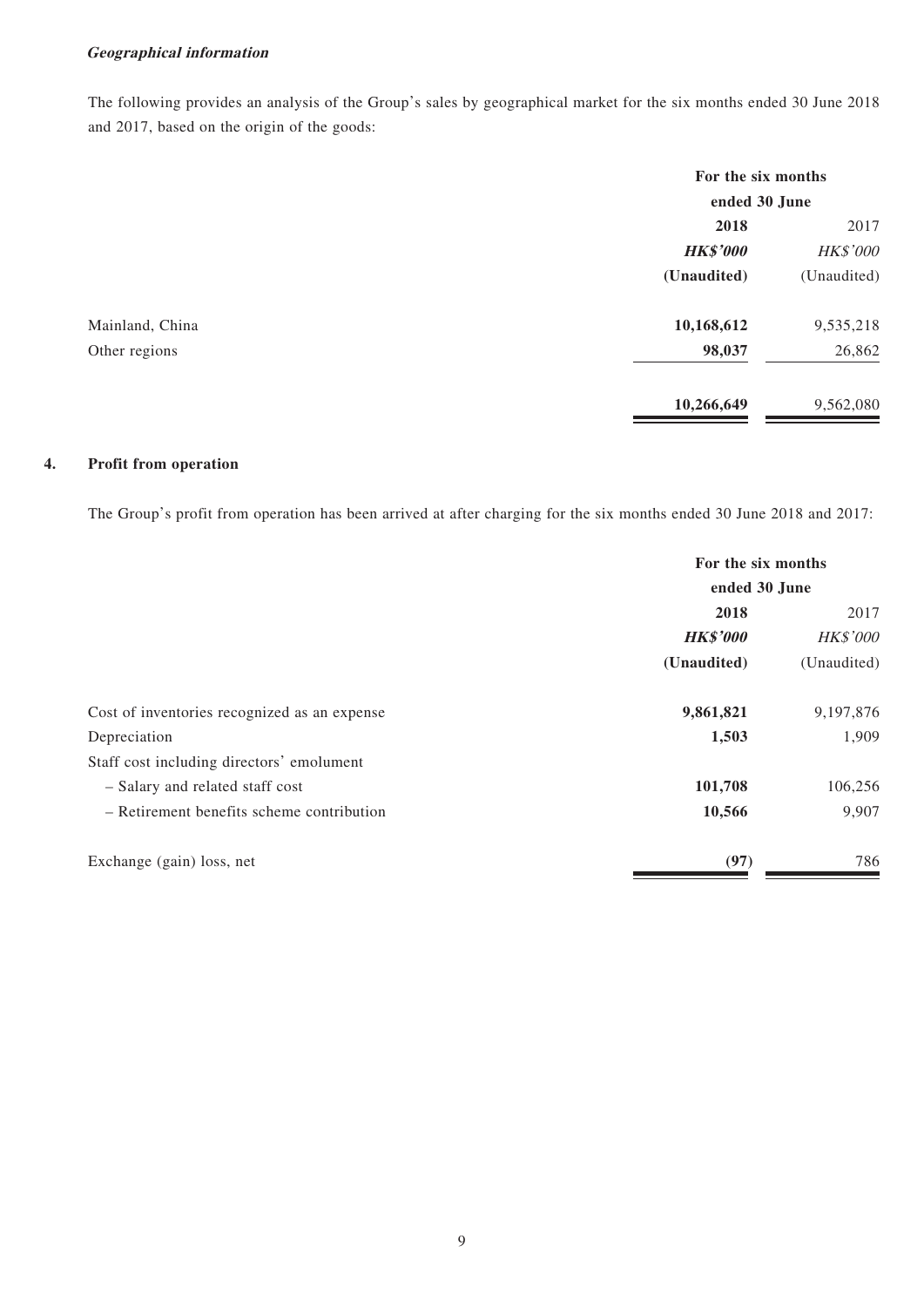***Geographical information***

The following provides an analysis of the Group's sales by geographical market for the six months ended 30 June 2018 and 2017, based on the origin of the goods:

| | For the six months ended 30 June | |
|---|---|---|
| | **2018** | 2017 |
| | ***HK$'000*** | *HK$'000* |
| | **(Unaudited)** | (Unaudited) |
| Mainland, China | **10,168,612** | 9,535,218 |
| Other regions | **98,037** | 26,862 |
| | **10,266,649** | 9,562,080 |

## 4. Profit from operation

The Group's profit from operation has been arrived at after charging for the six months ended 30 June 2018 and 2017:

| | For the six months ended 30 June | |
|---|---|---|
| | **2018** | 2017 |
| | ***HK$'000*** | *HK$'000* |
| | **(Unaudited)** | (Unaudited) |
| Cost of inventories recognized as an expense | **9,861,821** | 9,197,876 |
| Depreciation | **1,503** | 1,909 |
| Staff cost including directors' emolument | | |
| – Salary and related staff cost | **101,708** | 106,256 |
| – Retirement benefits scheme contribution | **10,566** | 9,907 |
| Exchange (gain) loss, net | **(97)** | 786 |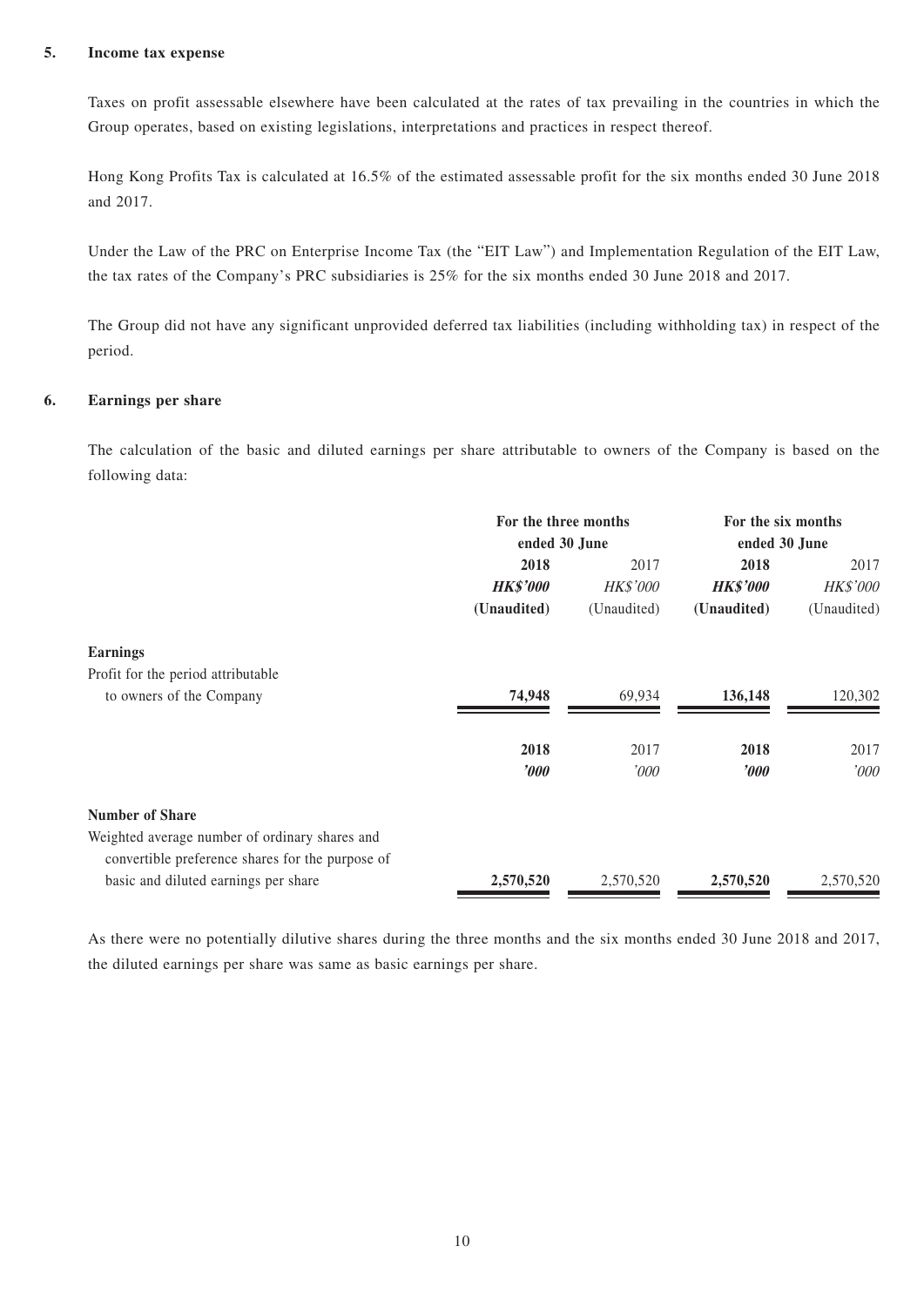## 5. Income tax expense

Taxes on profit assessable elsewhere have been calculated at the rates of tax prevailing in the countries in which the Group operates, based on existing legislations, interpretations and practices in respect thereof.

Hong Kong Profits Tax is calculated at 16.5% of the estimated assessable profit for the six months ended 30 June 2018 and 2017.

Under the Law of the PRC on Enterprise Income Tax (the "EIT Law") and Implementation Regulation of the EIT Law, the tax rates of the Company's PRC subsidiaries is 25% for the six months ended 30 June 2018 and 2017.

The Group did not have any significant unprovided deferred tax liabilities (including withholding tax) in respect of the period.

## 6. Earnings per share

The calculation of the basic and diluted earnings per share attributable to owners of the Company is based on the following data:

| | For the three months ended 30 June | | For the six months ended 30 June | |
|---|---|---|---|---|
| | **2018** | 2017 | **2018** | 2017 |
| | ***HK$'000*** | *HK$'000* | ***HK$'000*** | *HK$'000* |
| | **(Unaudited)** | (Unaudited) | **(Unaudited)** | (Unaudited) |
| **Earnings** | | | | |
| Profit for the period attributable to owners of the Company | **74,948** | 69,934 | **136,148** | 120,302 |
| | **2018** | 2017 | **2018** | 2017 |
| | ***'000*** | *'000* | ***'000*** | *'000* |
| **Number of Share** | | | | |
| Weighted average number of ordinary shares and convertible preference shares for the purpose of basic and diluted earnings per share | **2,570,520** | 2,570,520 | **2,570,520** | 2,570,520 |

As there were no potentially dilutive shares during the three months and the six months ended 30 June 2018 and 2017, the diluted earnings per share was same as basic earnings per share.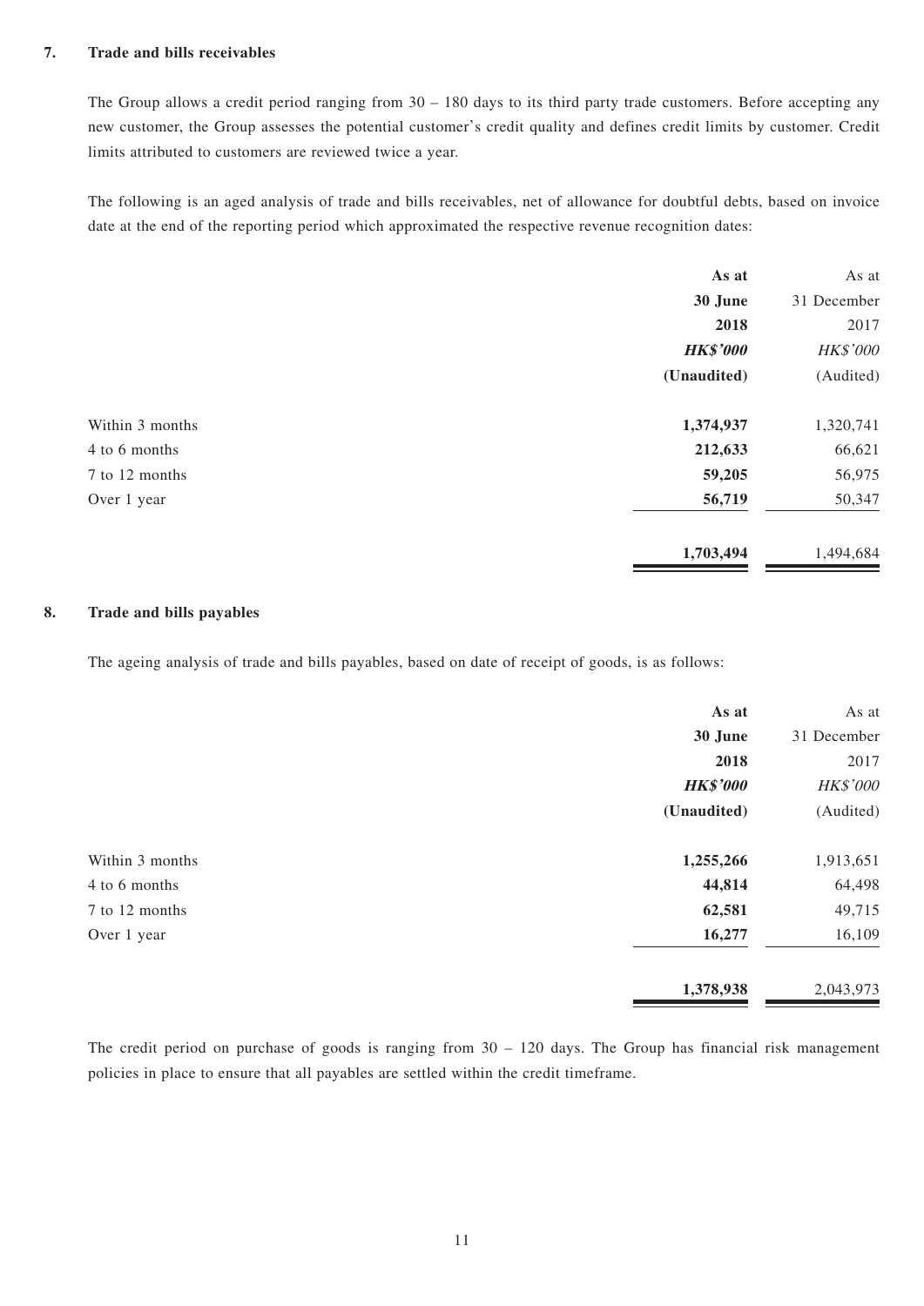## 7. Trade and bills receivables

The Group allows a credit period ranging from 30 – 180 days to its third party trade customers. Before accepting any new customer, the Group assesses the potential customer's credit quality and defines credit limits by customer. Credit limits attributed to customers are reviewed twice a year.

The following is an aged analysis of trade and bills receivables, net of allowance for doubtful debts, based on invoice date at the end of the reporting period which approximated the respective revenue recognition dates:

| | **As at 30 June 2018** | As at 31 December 2017 |
|---|---|---|
| | ***HK$'000*** | *HK$'000* |
| | **(Unaudited)** | (Audited) |
| Within 3 months | **1,374,937** | 1,320,741 |
| 4 to 6 months | **212,633** | 66,621 |
| 7 to 12 months | **59,205** | 56,975 |
| Over 1 year | **56,719** | 50,347 |
| | **1,703,494** | 1,494,684 |

## 8. Trade and bills payables

The ageing analysis of trade and bills payables, based on date of receipt of goods, is as follows:

| | **As at 30 June 2018** | As at 31 December 2017 |
|---|---|---|
| | ***HK$'000*** | *HK$'000* |
| | **(Unaudited)** | (Audited) |
| Within 3 months | **1,255,266** | 1,913,651 |
| 4 to 6 months | **44,814** | 64,498 |
| 7 to 12 months | **62,581** | 49,715 |
| Over 1 year | **16,277** | 16,109 |
| | **1,378,938** | 2,043,973 |

The credit period on purchase of goods is ranging from 30 – 120 days. The Group has financial risk management policies in place to ensure that all payables are settled within the credit timeframe.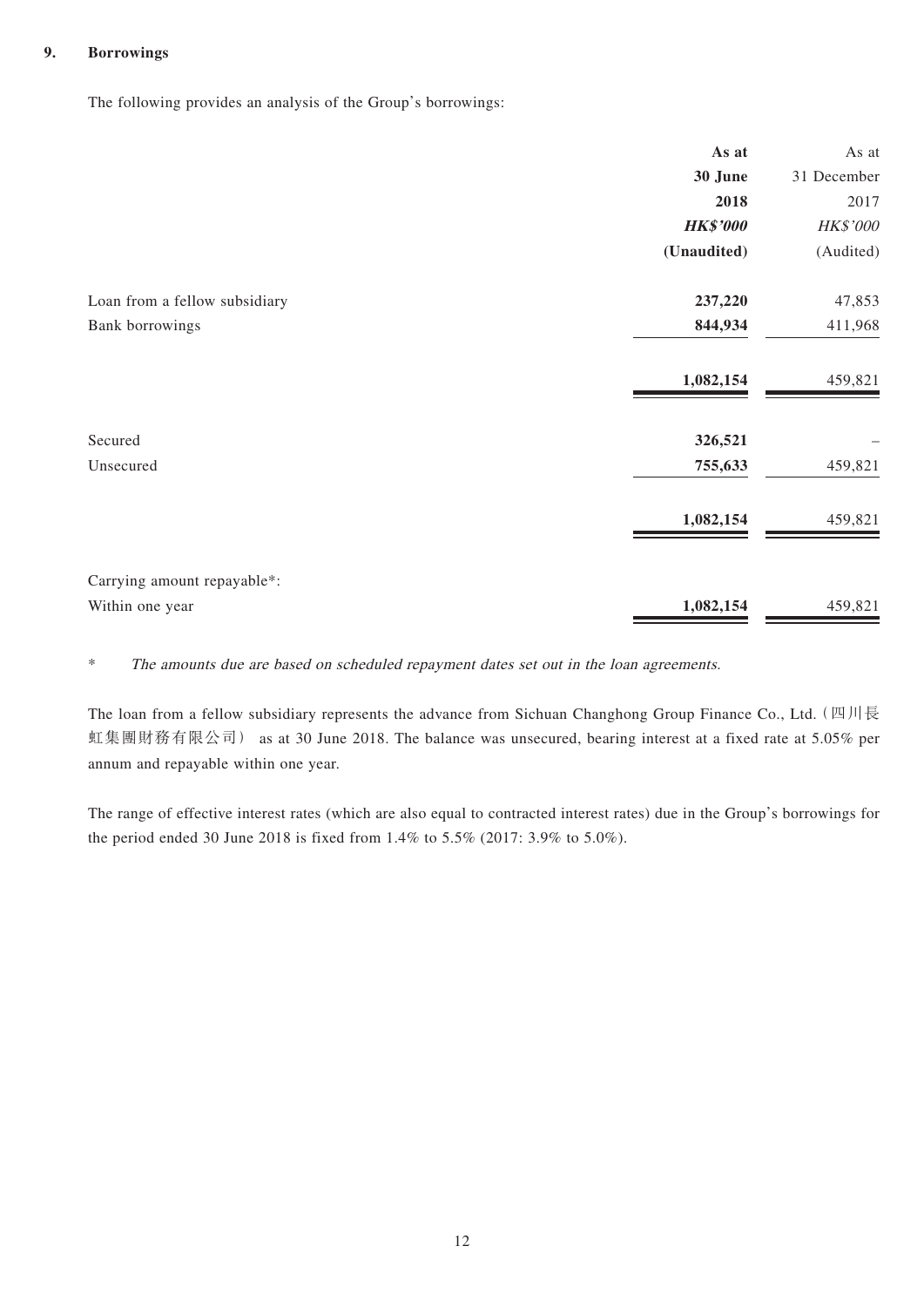## 9. Borrowings

The following provides an analysis of the Group's borrowings:

| | As at 30 June 2018 HK$'000 (Unaudited) | As at 31 December 2017 HK$'000 (Audited) |
|---|---|---|
| Loan from a fellow subsidiary | **237,220** | 47,853 |
| Bank borrowings | **844,934** | 411,968 |
| | **1,082,154** | 459,821 |
| Secured | **326,521** | – |
| Unsecured | **755,633** | 459,821 |
| | **1,082,154** | 459,821 |
| Carrying amount repayable*: | | |
| Within one year | **1,082,154** | 459,821 |

\* *The amounts due are based on scheduled repayment dates set out in the loan agreements.*

The loan from a fellow subsidiary represents the advance from Sichuan Changhong Group Finance Co., Ltd.（四川長虹集團財務有限公司） as at 30 June 2018. The balance was unsecured, bearing interest at a fixed rate at 5.05% per annum and repayable within one year.

The range of effective interest rates (which are also equal to contracted interest rates) due in the Group's borrowings for the period ended 30 June 2018 is fixed from 1.4% to 5.5% (2017: 3.9% to 5.0%).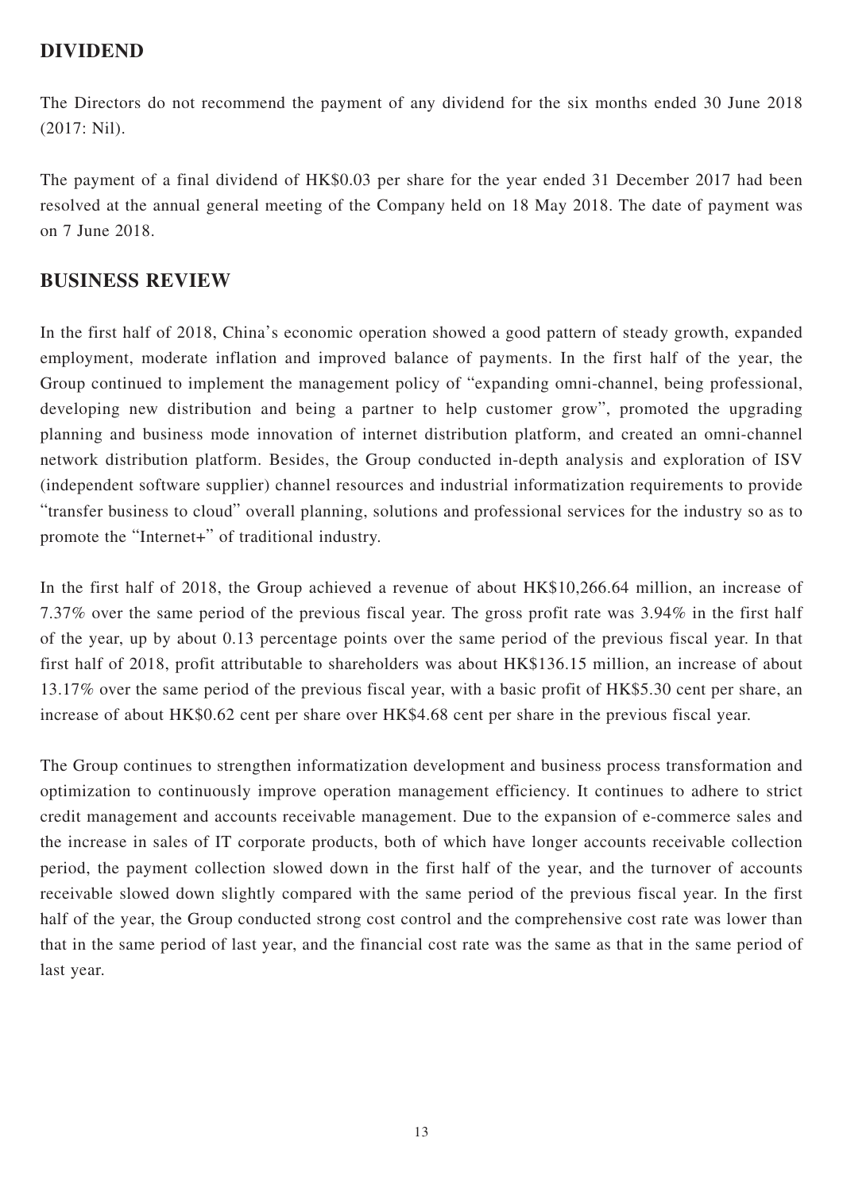## DIVIDEND

The Directors do not recommend the payment of any dividend for the six months ended 30 June 2018 (2017: Nil).

The payment of a final dividend of HK$0.03 per share for the year ended 31 December 2017 had been resolved at the annual general meeting of the Company held on 18 May 2018. The date of payment was on 7 June 2018.

## BUSINESS REVIEW

In the first half of 2018, China's economic operation showed a good pattern of steady growth, expanded employment, moderate inflation and improved balance of payments. In the first half of the year, the Group continued to implement the management policy of "expanding omni-channel, being professional, developing new distribution and being a partner to help customer grow", promoted the upgrading planning and business mode innovation of internet distribution platform, and created an omni-channel network distribution platform. Besides, the Group conducted in-depth analysis and exploration of ISV (independent software supplier) channel resources and industrial informatization requirements to provide "transfer business to cloud" overall planning, solutions and professional services for the industry so as to promote the "Internet+" of traditional industry.

In the first half of 2018, the Group achieved a revenue of about HK$10,266.64 million, an increase of 7.37% over the same period of the previous fiscal year. The gross profit rate was 3.94% in the first half of the year, up by about 0.13 percentage points over the same period of the previous fiscal year. In that first half of 2018, profit attributable to shareholders was about HK$136.15 million, an increase of about 13.17% over the same period of the previous fiscal year, with a basic profit of HK$5.30 cent per share, an increase of about HK$0.62 cent per share over HK$4.68 cent per share in the previous fiscal year.

The Group continues to strengthen informatization development and business process transformation and optimization to continuously improve operation management efficiency. It continues to adhere to strict credit management and accounts receivable management. Due to the expansion of e-commerce sales and the increase in sales of IT corporate products, both of which have longer accounts receivable collection period, the payment collection slowed down in the first half of the year, and the turnover of accounts receivable slowed down slightly compared with the same period of the previous fiscal year. In the first half of the year, the Group conducted strong cost control and the comprehensive cost rate was lower than that in the same period of last year, and the financial cost rate was the same as that in the same period of last year.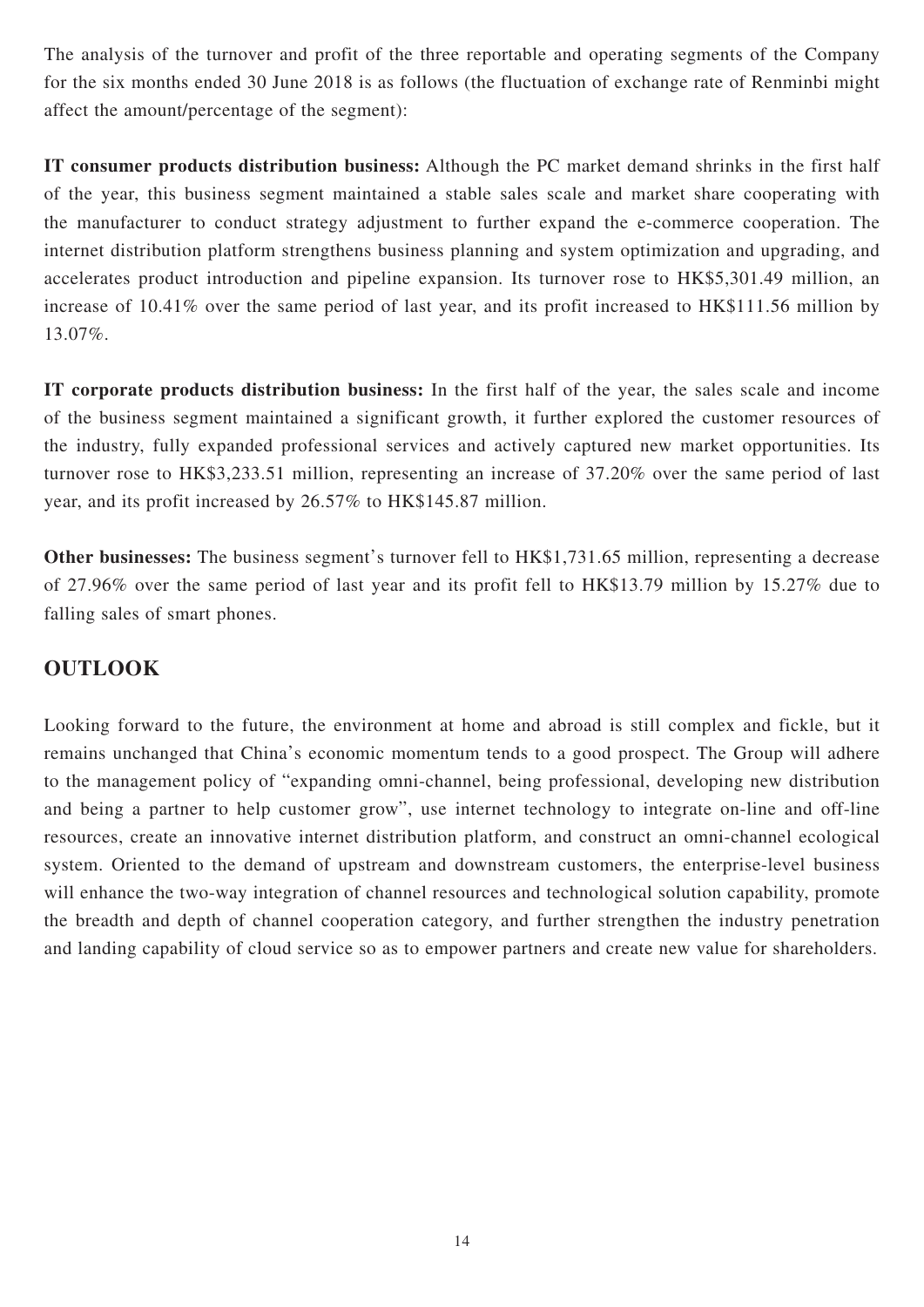The analysis of the turnover and profit of the three reportable and operating segments of the Company for the six months ended 30 June 2018 is as follows (the fluctuation of exchange rate of Renminbi might affect the amount/percentage of the segment):

**IT consumer products distribution business:** Although the PC market demand shrinks in the first half of the year, this business segment maintained a stable sales scale and market share cooperating with the manufacturer to conduct strategy adjustment to further expand the e-commerce cooperation. The internet distribution platform strengthens business planning and system optimization and upgrading, and accelerates product introduction and pipeline expansion. Its turnover rose to HK$5,301.49 million, an increase of 10.41% over the same period of last year, and its profit increased to HK$111.56 million by 13.07%.

**IT corporate products distribution business:** In the first half of the year, the sales scale and income of the business segment maintained a significant growth, it further explored the customer resources of the industry, fully expanded professional services and actively captured new market opportunities. Its turnover rose to HK$3,233.51 million, representing an increase of 37.20% over the same period of last year, and its profit increased by 26.57% to HK$145.87 million.

**Other businesses:** The business segment's turnover fell to HK$1,731.65 million, representing a decrease of 27.96% over the same period of last year and its profit fell to HK$13.79 million by 15.27% due to falling sales of smart phones.

## OUTLOOK

Looking forward to the future, the environment at home and abroad is still complex and fickle, but it remains unchanged that China's economic momentum tends to a good prospect. The Group will adhere to the management policy of "expanding omni-channel, being professional, developing new distribution and being a partner to help customer grow", use internet technology to integrate on-line and off-line resources, create an innovative internet distribution platform, and construct an omni-channel ecological system. Oriented to the demand of upstream and downstream customers, the enterprise-level business will enhance the two-way integration of channel resources and technological solution capability, promote the breadth and depth of channel cooperation category, and further strengthen the industry penetration and landing capability of cloud service so as to empower partners and create new value for shareholders.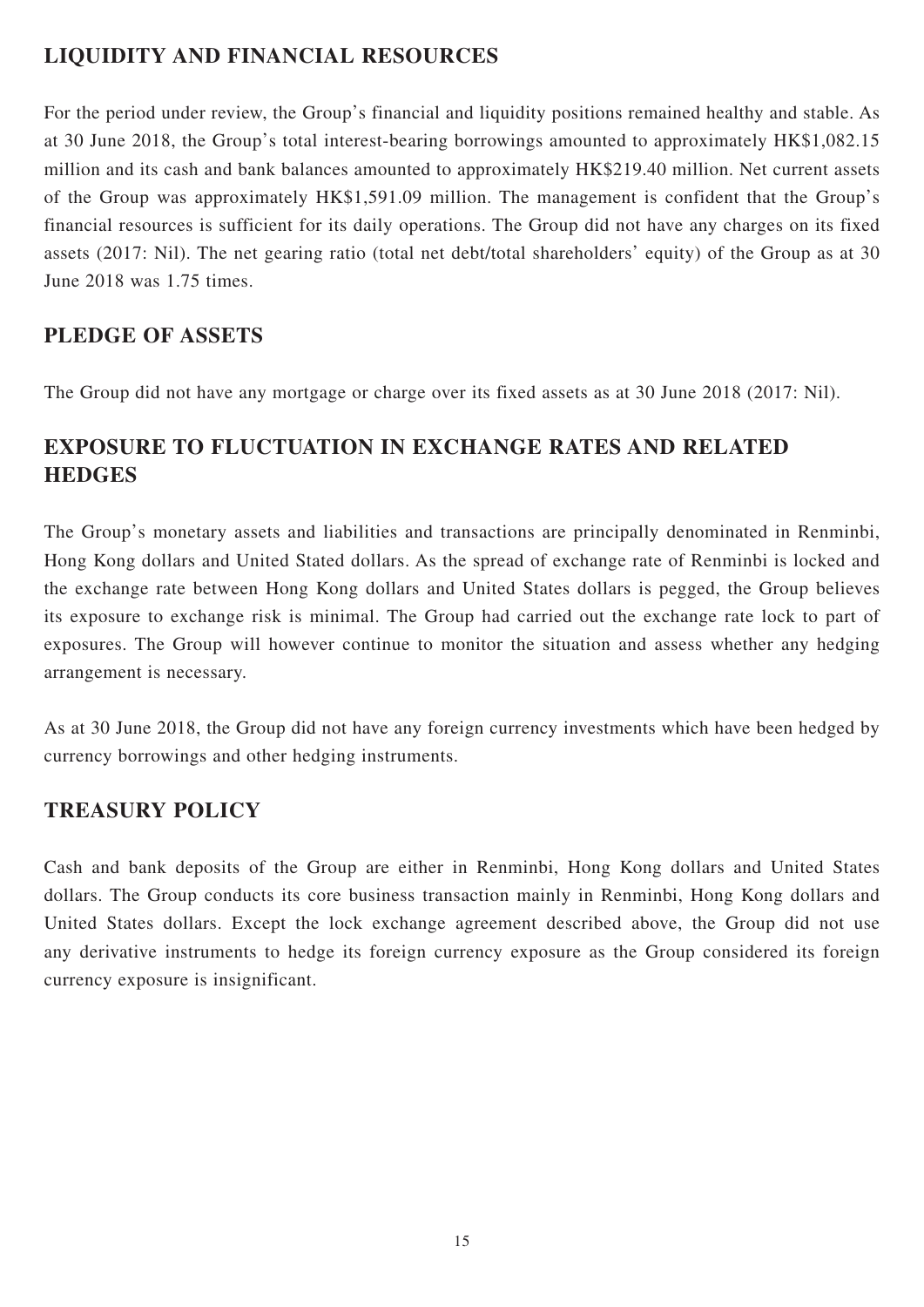## LIQUIDITY AND FINANCIAL RESOURCES

For the period under review, the Group's financial and liquidity positions remained healthy and stable. As at 30 June 2018, the Group's total interest-bearing borrowings amounted to approximately HK$1,082.15 million and its cash and bank balances amounted to approximately HK$219.40 million. Net current assets of the Group was approximately HK$1,591.09 million. The management is confident that the Group's financial resources is sufficient for its daily operations. The Group did not have any charges on its fixed assets (2017: Nil). The net gearing ratio (total net debt/total shareholders' equity) of the Group as at 30 June 2018 was 1.75 times.

## PLEDGE OF ASSETS

The Group did not have any mortgage or charge over its fixed assets as at 30 June 2018 (2017: Nil).

## EXPOSURE TO FLUCTUATION IN EXCHANGE RATES AND RELATED HEDGES

The Group's monetary assets and liabilities and transactions are principally denominated in Renminbi, Hong Kong dollars and United Stated dollars. As the spread of exchange rate of Renminbi is locked and the exchange rate between Hong Kong dollars and United States dollars is pegged, the Group believes its exposure to exchange risk is minimal. The Group had carried out the exchange rate lock to part of exposures. The Group will however continue to monitor the situation and assess whether any hedging arrangement is necessary.

As at 30 June 2018, the Group did not have any foreign currency investments which have been hedged by currency borrowings and other hedging instruments.

## TREASURY POLICY

Cash and bank deposits of the Group are either in Renminbi, Hong Kong dollars and United States dollars. The Group conducts its core business transaction mainly in Renminbi, Hong Kong dollars and United States dollars. Except the lock exchange agreement described above, the Group did not use any derivative instruments to hedge its foreign currency exposure as the Group considered its foreign currency exposure is insignificant.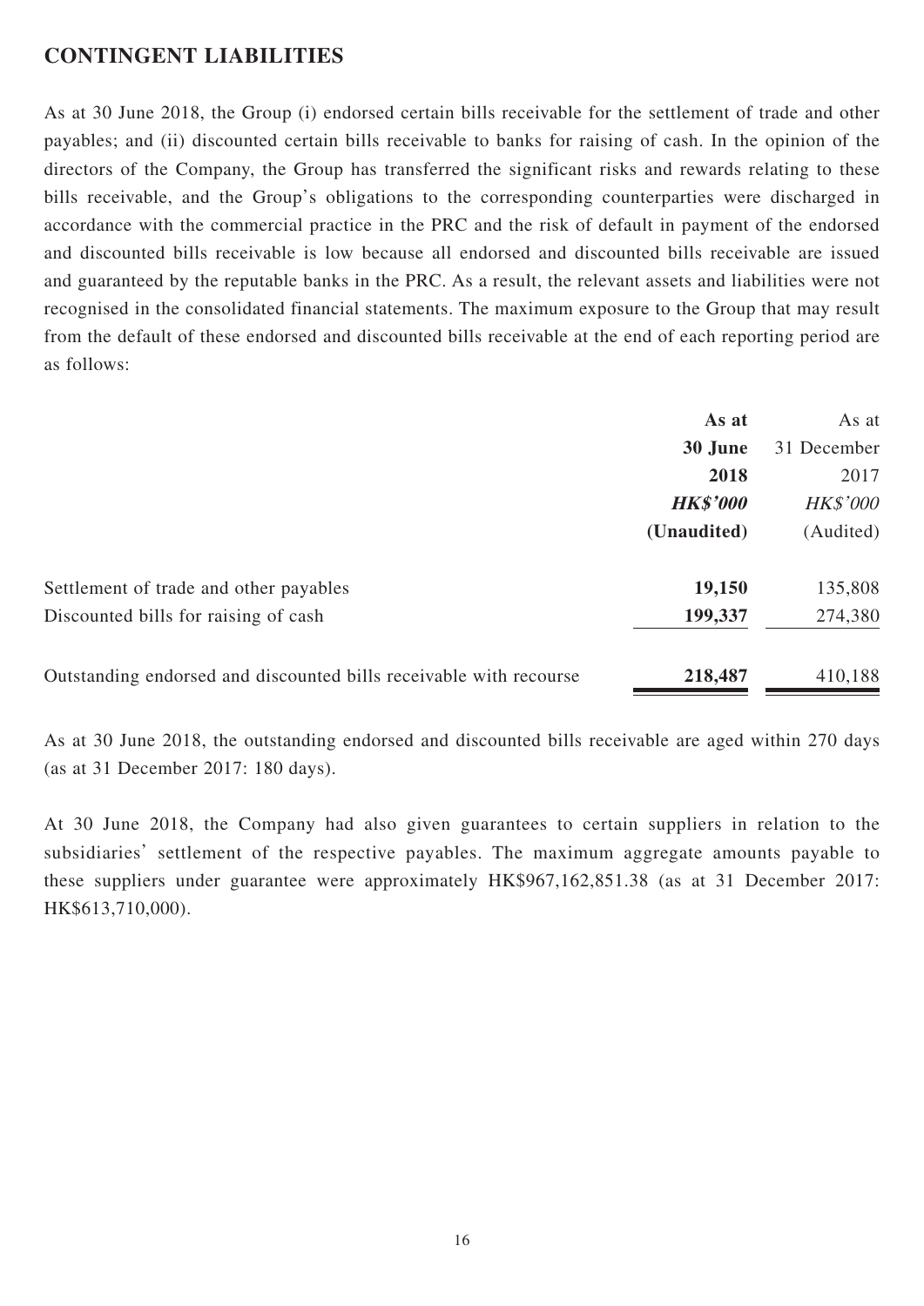## CONTINGENT LIABILITIES

As at 30 June 2018, the Group (i) endorsed certain bills receivable for the settlement of trade and other payables; and (ii) discounted certain bills receivable to banks for raising of cash. In the opinion of the directors of the Company, the Group has transferred the significant risks and rewards relating to these bills receivable, and the Group's obligations to the corresponding counterparties were discharged in accordance with the commercial practice in the PRC and the risk of default in payment of the endorsed and discounted bills receivable is low because all endorsed and discounted bills receivable are issued and guaranteed by the reputable banks in the PRC. As a result, the relevant assets and liabilities were not recognised in the consolidated financial statements. The maximum exposure to the Group that may result from the default of these endorsed and discounted bills receivable at the end of each reporting period are as follows:

| | **As at 30 June 2018** | As at 31 December 2017 |
|---|---|---|
| | ***HK$'000*** | *HK$'000* |
| | **(Unaudited)** | (Audited) |
| Settlement of trade and other payables | **19,150** | 135,808 |
| Discounted bills for raising of cash | **199,337** | 274,380 |
| Outstanding endorsed and discounted bills receivable with recourse | **218,487** | 410,188 |

As at 30 June 2018, the outstanding endorsed and discounted bills receivable are aged within 270 days (as at 31 December 2017: 180 days).

At 30 June 2018, the Company had also given guarantees to certain suppliers in relation to the subsidiaries' settlement of the respective payables. The maximum aggregate amounts payable to these suppliers under guarantee were approximately HK$967,162,851.38 (as at 31 December 2017: HK$613,710,000).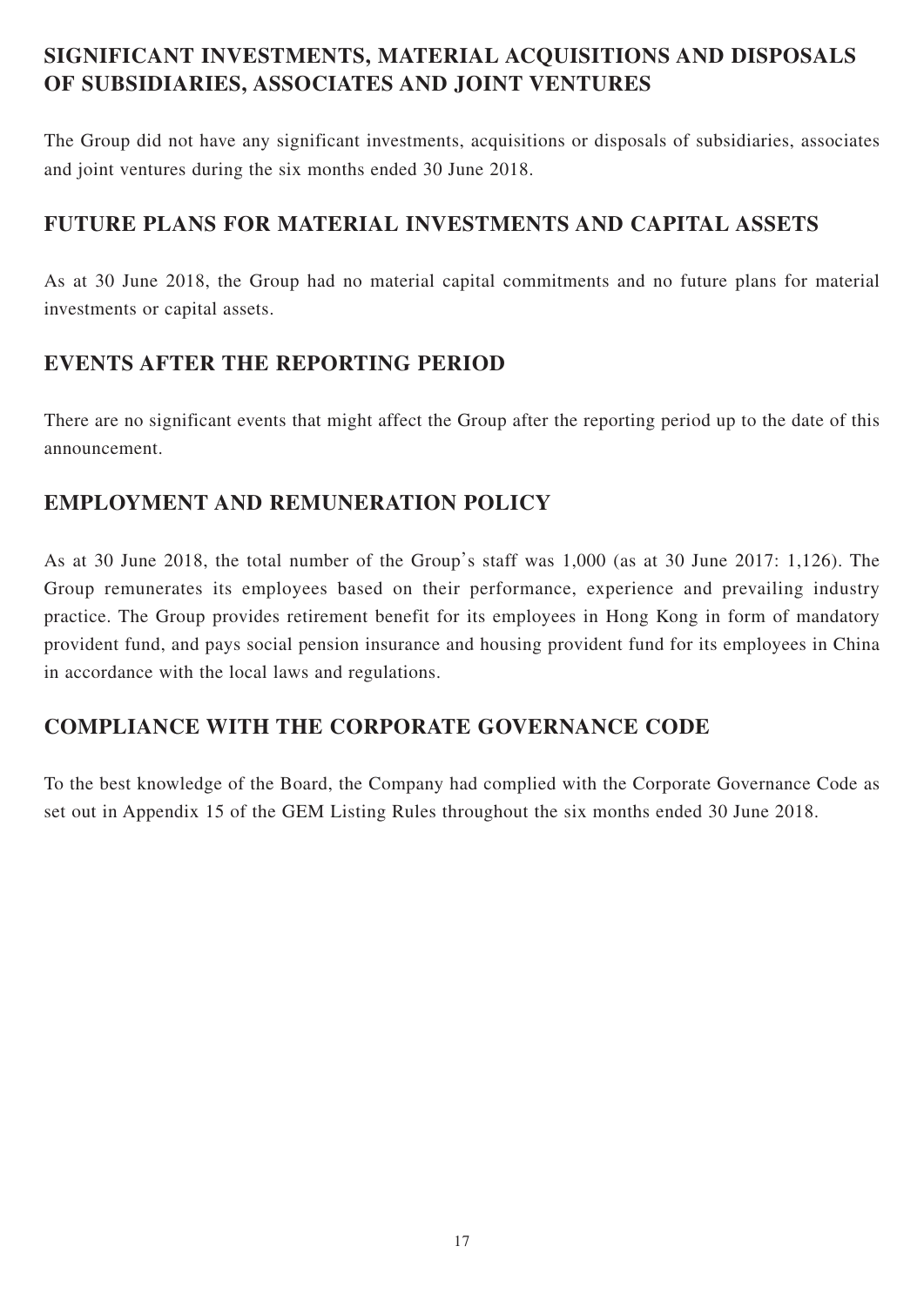## SIGNIFICANT INVESTMENTS, MATERIAL ACQUISITIONS AND DISPOSALS OF SUBSIDIARIES, ASSOCIATES AND JOINT VENTURES

The Group did not have any significant investments, acquisitions or disposals of subsidiaries, associates and joint ventures during the six months ended 30 June 2018.

## FUTURE PLANS FOR MATERIAL INVESTMENTS AND CAPITAL ASSETS

As at 30 June 2018, the Group had no material capital commitments and no future plans for material investments or capital assets.

## EVENTS AFTER THE REPORTING PERIOD

There are no significant events that might affect the Group after the reporting period up to the date of this announcement.

## EMPLOYMENT AND REMUNERATION POLICY

As at 30 June 2018, the total number of the Group's staff was 1,000 (as at 30 June 2017: 1,126). The Group remunerates its employees based on their performance, experience and prevailing industry practice. The Group provides retirement benefit for its employees in Hong Kong in form of mandatory provident fund, and pays social pension insurance and housing provident fund for its employees in China in accordance with the local laws and regulations.

## COMPLIANCE WITH THE CORPORATE GOVERNANCE CODE

To the best knowledge of the Board, the Company had complied with the Corporate Governance Code as set out in Appendix 15 of the GEM Listing Rules throughout the six months ended 30 June 2018.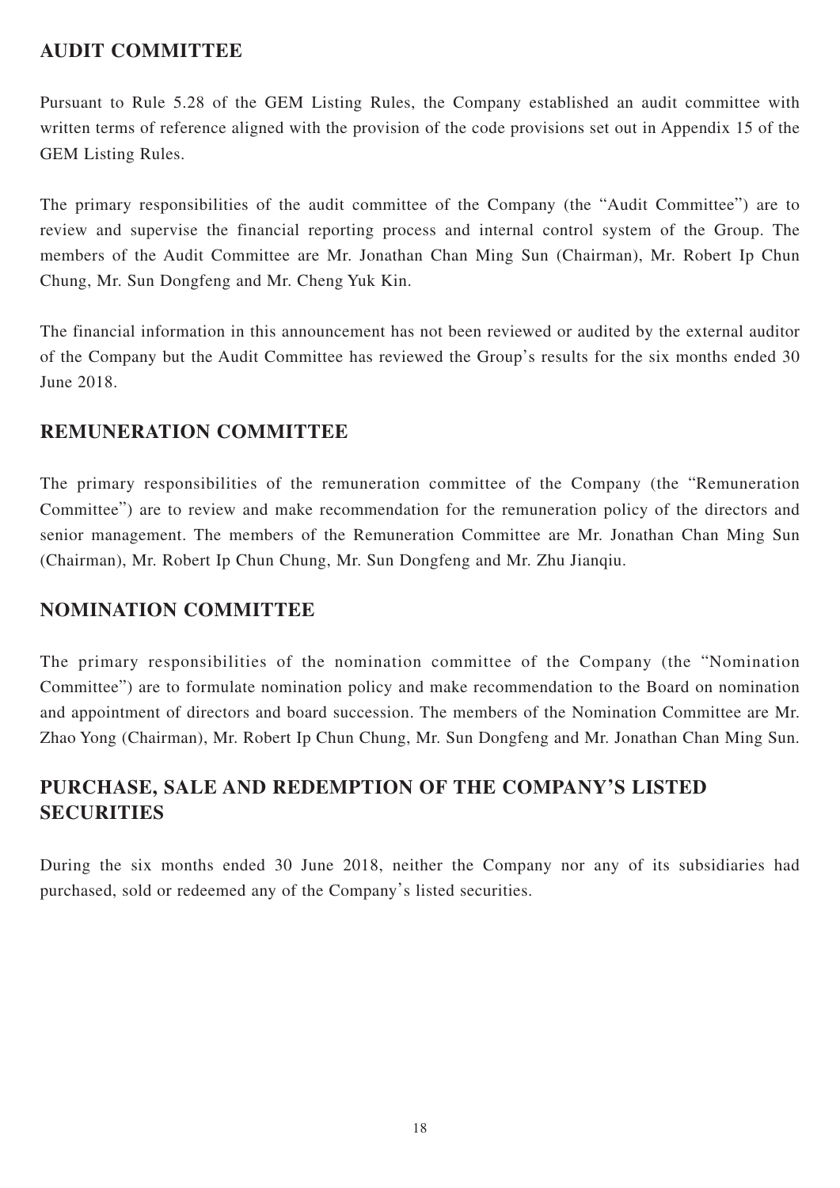## AUDIT COMMITTEE

Pursuant to Rule 5.28 of the GEM Listing Rules, the Company established an audit committee with written terms of reference aligned with the provision of the code provisions set out in Appendix 15 of the GEM Listing Rules.

The primary responsibilities of the audit committee of the Company (the "Audit Committee") are to review and supervise the financial reporting process and internal control system of the Group. The members of the Audit Committee are Mr. Jonathan Chan Ming Sun (Chairman), Mr. Robert Ip Chun Chung, Mr. Sun Dongfeng and Mr. Cheng Yuk Kin.

The financial information in this announcement has not been reviewed or audited by the external auditor of the Company but the Audit Committee has reviewed the Group's results for the six months ended 30 June 2018.

## REMUNERATION COMMITTEE

The primary responsibilities of the remuneration committee of the Company (the "Remuneration Committee") are to review and make recommendation for the remuneration policy of the directors and senior management. The members of the Remuneration Committee are Mr. Jonathan Chan Ming Sun (Chairman), Mr. Robert Ip Chun Chung, Mr. Sun Dongfeng and Mr. Zhu Jianqiu.

## NOMINATION COMMITTEE

The primary responsibilities of the nomination committee of the Company (the "Nomination Committee") are to formulate nomination policy and make recommendation to the Board on nomination and appointment of directors and board succession. The members of the Nomination Committee are Mr. Zhao Yong (Chairman), Mr. Robert Ip Chun Chung, Mr. Sun Dongfeng and Mr. Jonathan Chan Ming Sun.

## PURCHASE, SALE AND REDEMPTION OF THE COMPANY'S LISTED SECURITIES

During the six months ended 30 June 2018, neither the Company nor any of its subsidiaries had purchased, sold or redeemed any of the Company's listed securities.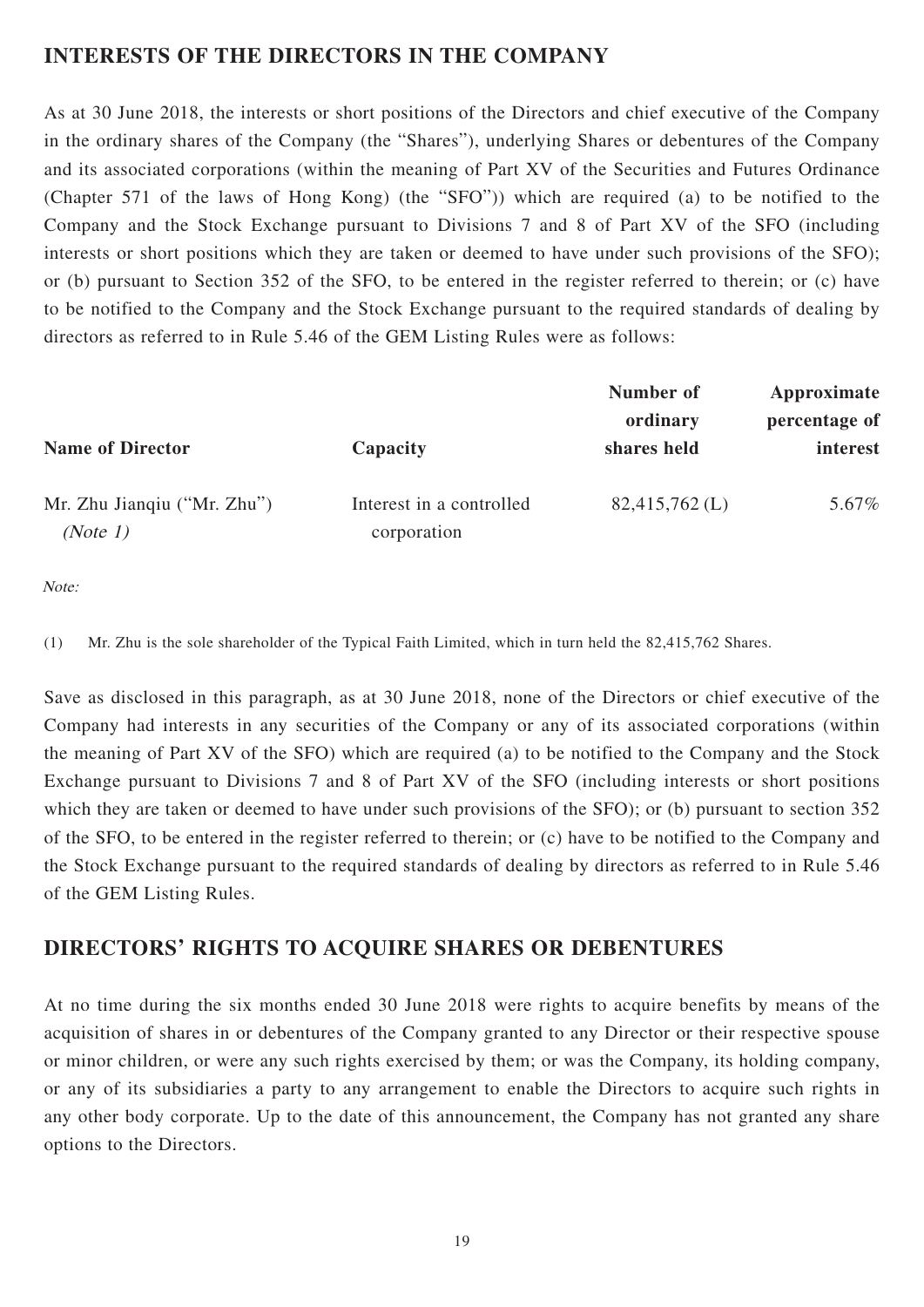## INTERESTS OF THE DIRECTORS IN THE COMPANY

As at 30 June 2018, the interests or short positions of the Directors and chief executive of the Company in the ordinary shares of the Company (the "Shares"), underlying Shares or debentures of the Company and its associated corporations (within the meaning of Part XV of the Securities and Futures Ordinance (Chapter 571 of the laws of Hong Kong) (the "SFO")) which are required (a) to be notified to the Company and the Stock Exchange pursuant to Divisions 7 and 8 of Part XV of the SFO (including interests or short positions which they are taken or deemed to have under such provisions of the SFO); or (b) pursuant to Section 352 of the SFO, to be entered in the register referred to therein; or (c) have to be notified to the Company and the Stock Exchange pursuant to the required standards of dealing by directors as referred to in Rule 5.46 of the GEM Listing Rules were as follows:

| Name of Director | Capacity | Number of ordinary shares held | Approximate percentage of interest |
|---|---|---|---|
| Mr. Zhu Jianqiu ("Mr. Zhu") *(Note 1)* | Interest in a controlled corporation | 82,415,762 (L) | 5.67% |

*Note:*

(1) Mr. Zhu is the sole shareholder of the Typical Faith Limited, which in turn held the 82,415,762 Shares.

Save as disclosed in this paragraph, as at 30 June 2018, none of the Directors or chief executive of the Company had interests in any securities of the Company or any of its associated corporations (within the meaning of Part XV of the SFO) which are required (a) to be notified to the Company and the Stock Exchange pursuant to Divisions 7 and 8 of Part XV of the SFO (including interests or short positions which they are taken or deemed to have under such provisions of the SFO); or (b) pursuant to section 352 of the SFO, to be entered in the register referred to therein; or (c) have to be notified to the Company and the Stock Exchange pursuant to the required standards of dealing by directors as referred to in Rule 5.46 of the GEM Listing Rules.

## DIRECTORS' RIGHTS TO ACQUIRE SHARES OR DEBENTURES

At no time during the six months ended 30 June 2018 were rights to acquire benefits by means of the acquisition of shares in or debentures of the Company granted to any Director or their respective spouse or minor children, or were any such rights exercised by them; or was the Company, its holding company, or any of its subsidiaries a party to any arrangement to enable the Directors to acquire such rights in any other body corporate. Up to the date of this announcement, the Company has not granted any share options to the Directors.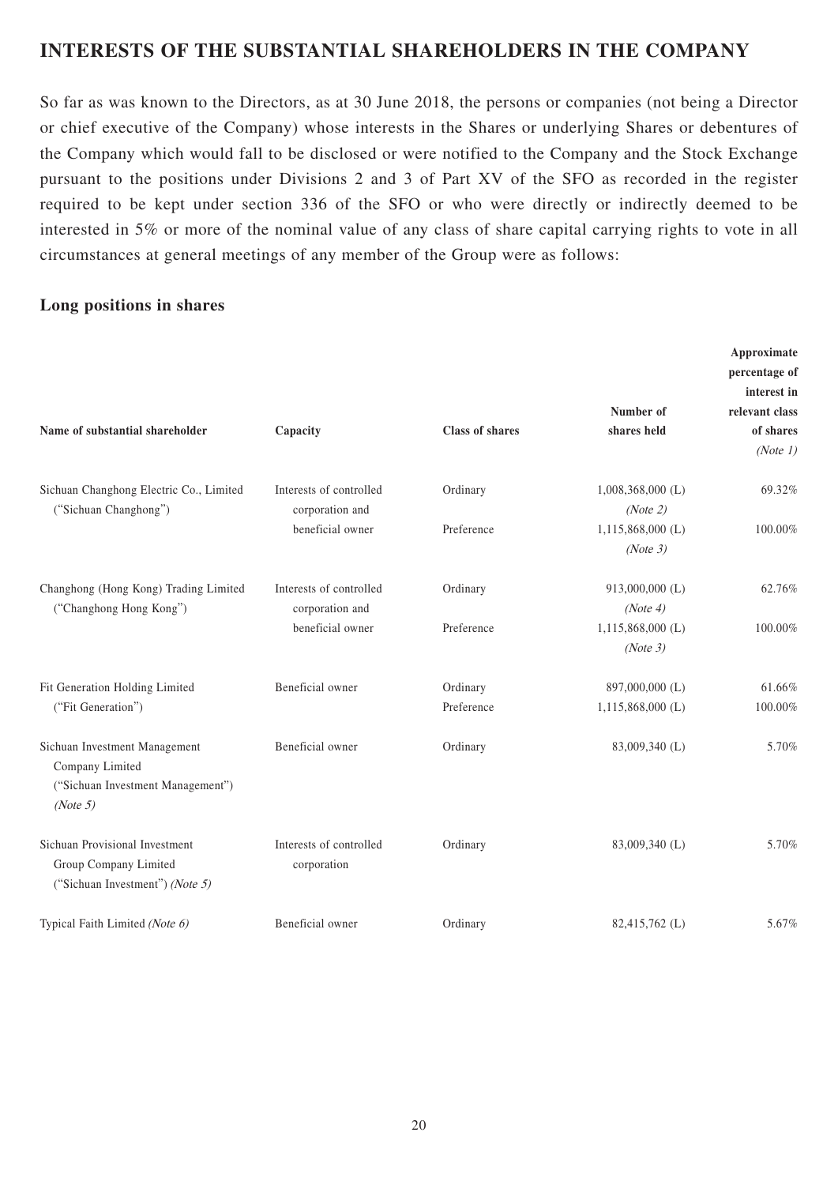## INTERESTS OF THE SUBSTANTIAL SHAREHOLDERS IN THE COMPANY

So far as was known to the Directors, as at 30 June 2018, the persons or companies (not being a Director or chief executive of the Company) whose interests in the Shares or underlying Shares or debentures of the Company which would fall to be disclosed or were notified to the Company and the Stock Exchange pursuant to the positions under Divisions 2 and 3 of Part XV of the SFO as recorded in the register required to be kept under section 336 of the SFO or who were directly or indirectly deemed to be interested in 5% or more of the nominal value of any class of share capital carrying rights to vote in all circumstances at general meetings of any member of the Group were as follows:

### Long positions in shares

| Name of substantial shareholder | Capacity | Class of shares | Number of shares held | Approximate percentage of interest in relevant class of shares *(Note 1)* |
|---|---|---|---|---|
| Sichuan Changhong Electric Co., Limited ("Sichuan Changhong") | Interests of controlled corporation and beneficial owner | Ordinary | 1,008,368,000 (L) *(Note 2)* | 69.32% |
| | | Preference | 1,115,868,000 (L) *(Note 3)* | 100.00% |
| Changhong (Hong Kong) Trading Limited ("Changhong Hong Kong") | Interests of controlled corporation and beneficial owner | Ordinary | 913,000,000 (L) *(Note 4)* | 62.76% |
| | | Preference | 1,115,868,000 (L) *(Note 3)* | 100.00% |
| Fit Generation Holding Limited ("Fit Generation") | Beneficial owner | Ordinary | 897,000,000 (L) | 61.66% |
| | | Preference | 1,115,868,000 (L) | 100.00% |
| Sichuan Investment Management Company Limited ("Sichuan Investment Management") *(Note 5)* | Beneficial owner | Ordinary | 83,009,340 (L) | 5.70% |
| Sichuan Provisional Investment Group Company Limited ("Sichuan Investment") *(Note 5)* | Interests of controlled corporation | Ordinary | 83,009,340 (L) | 5.70% |
| Typical Faith Limited *(Note 6)* | Beneficial owner | Ordinary | 82,415,762 (L) | 5.67% |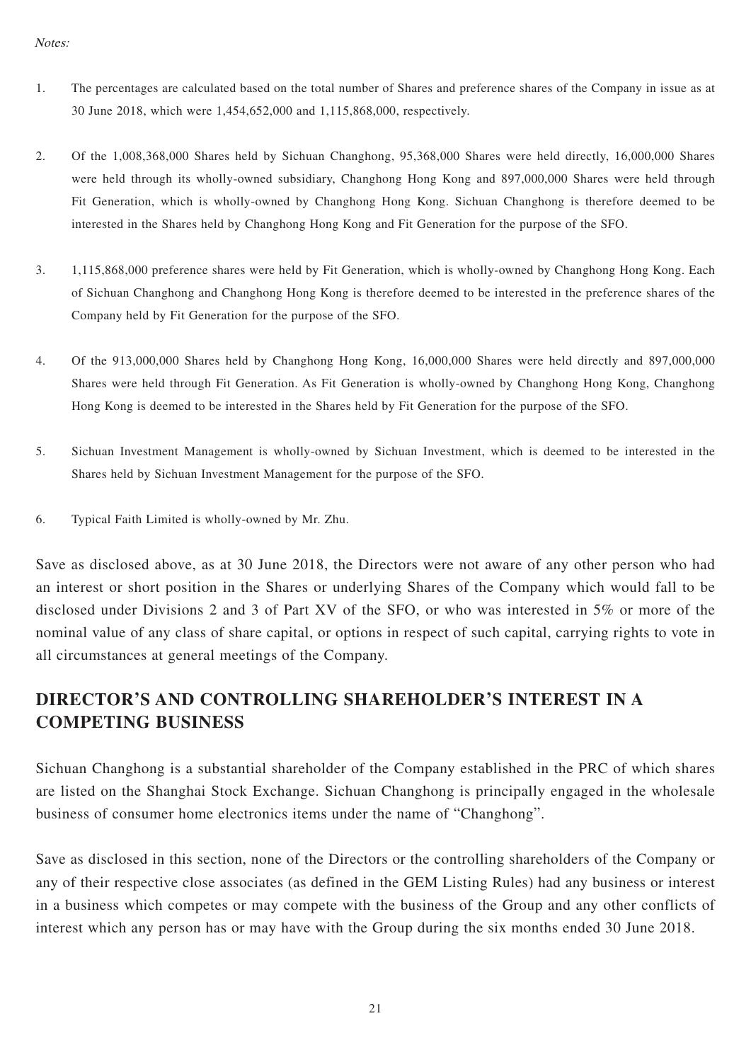*Notes:*

1. The percentages are calculated based on the total number of Shares and preference shares of the Company in issue as at 30 June 2018, which were 1,454,652,000 and 1,115,868,000, respectively.

2. Of the 1,008,368,000 Shares held by Sichuan Changhong, 95,368,000 Shares were held directly, 16,000,000 Shares were held through its wholly-owned subsidiary, Changhong Hong Kong and 897,000,000 Shares were held through Fit Generation, which is wholly-owned by Changhong Hong Kong. Sichuan Changhong is therefore deemed to be interested in the Shares held by Changhong Hong Kong and Fit Generation for the purpose of the SFO.

3. 1,115,868,000 preference shares were held by Fit Generation, which is wholly-owned by Changhong Hong Kong. Each of Sichuan Changhong and Changhong Hong Kong is therefore deemed to be interested in the preference shares of the Company held by Fit Generation for the purpose of the SFO.

4. Of the 913,000,000 Shares held by Changhong Hong Kong, 16,000,000 Shares were held directly and 897,000,000 Shares were held through Fit Generation. As Fit Generation is wholly-owned by Changhong Hong Kong, Changhong Hong Kong is deemed to be interested in the Shares held by Fit Generation for the purpose of the SFO.

5. Sichuan Investment Management is wholly-owned by Sichuan Investment, which is deemed to be interested in the Shares held by Sichuan Investment Management for the purpose of the SFO.

6. Typical Faith Limited is wholly-owned by Mr. Zhu.

Save as disclosed above, as at 30 June 2018, the Directors were not aware of any other person who had an interest or short position in the Shares or underlying Shares of the Company which would fall to be disclosed under Divisions 2 and 3 of Part XV of the SFO, or who was interested in 5% or more of the nominal value of any class of share capital, or options in respect of such capital, carrying rights to vote in all circumstances at general meetings of the Company.

## DIRECTOR'S AND CONTROLLING SHAREHOLDER'S INTEREST IN A COMPETING BUSINESS

Sichuan Changhong is a substantial shareholder of the Company established in the PRC of which shares are listed on the Shanghai Stock Exchange. Sichuan Changhong is principally engaged in the wholesale business of consumer home electronics items under the name of "Changhong".

Save as disclosed in this section, none of the Directors or the controlling shareholders of the Company or any of their respective close associates (as defined in the GEM Listing Rules) had any business or interest in a business which competes or may compete with the business of the Group and any other conflicts of interest which any person has or may have with the Group during the six months ended 30 June 2018.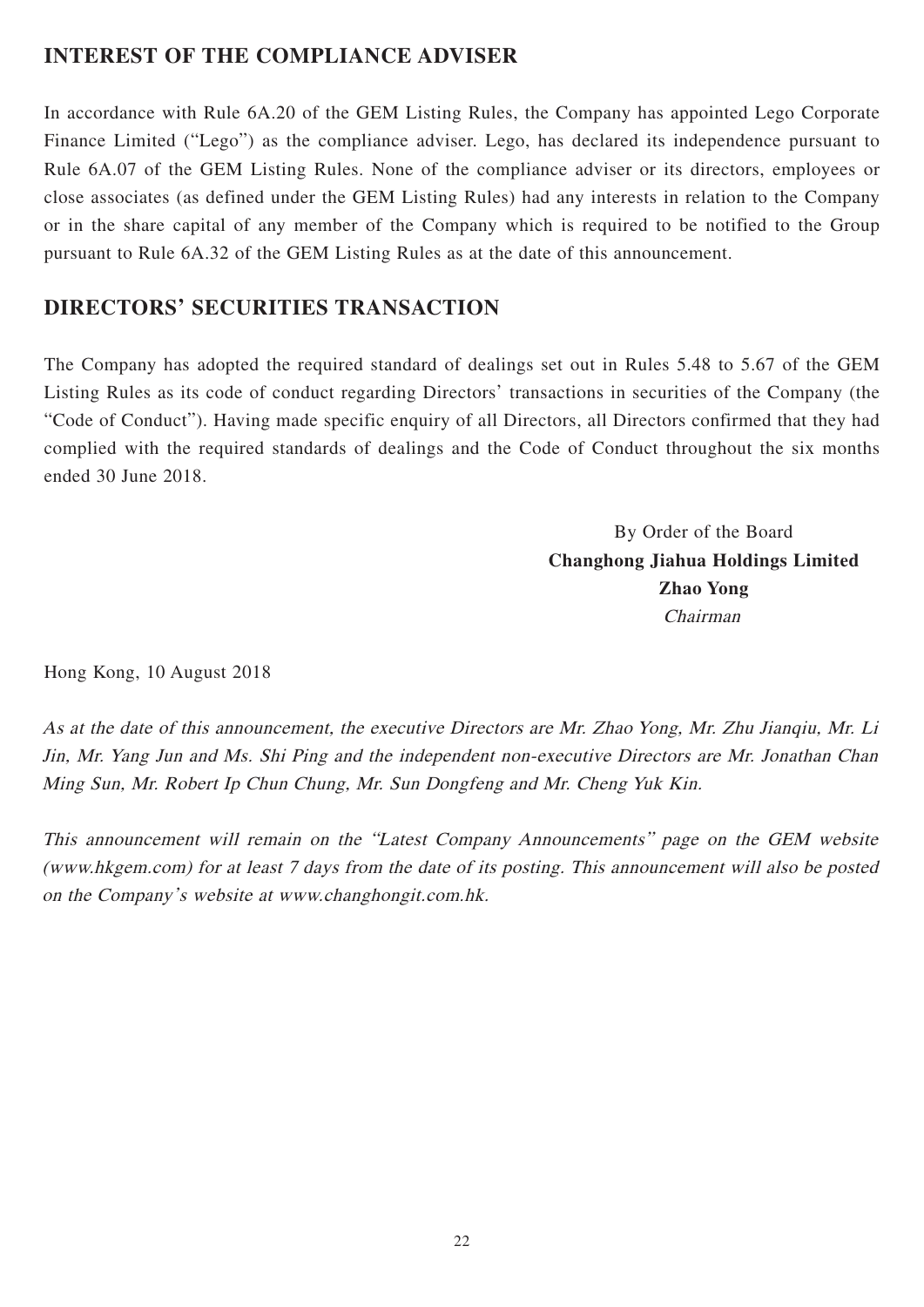## INTEREST OF THE COMPLIANCE ADVISER

In accordance with Rule 6A.20 of the GEM Listing Rules, the Company has appointed Lego Corporate Finance Limited ("Lego") as the compliance adviser. Lego, has declared its independence pursuant to Rule 6A.07 of the GEM Listing Rules. None of the compliance adviser or its directors, employees or close associates (as defined under the GEM Listing Rules) had any interests in relation to the Company or in the share capital of any member of the Company which is required to be notified to the Group pursuant to Rule 6A.32 of the GEM Listing Rules as at the date of this announcement.

## DIRECTORS' SECURITIES TRANSACTION

The Company has adopted the required standard of dealings set out in Rules 5.48 to 5.67 of the GEM Listing Rules as its code of conduct regarding Directors' transactions in securities of the Company (the "Code of Conduct"). Having made specific enquiry of all Directors, all Directors confirmed that they had complied with the required standards of dealings and the Code of Conduct throughout the six months ended 30 June 2018.

By Order of the Board
**Changhong Jiahua Holdings Limited**
**Zhao Yong**
*Chairman*

Hong Kong, 10 August 2018

*As at the date of this announcement, the executive Directors are Mr. Zhao Yong, Mr. Zhu Jianqiu, Mr. Li Jin, Mr. Yang Jun and Ms. Shi Ping and the independent non-executive Directors are Mr. Jonathan Chan Ming Sun, Mr. Robert Ip Chun Chung, Mr. Sun Dongfeng and Mr. Cheng Yuk Kin.*

*This announcement will remain on the "Latest Company Announcements" page on the GEM website (www.hkgem.com) for at least 7 days from the date of its posting. This announcement will also be posted on the Company's website at www.changhongit.com.hk.*